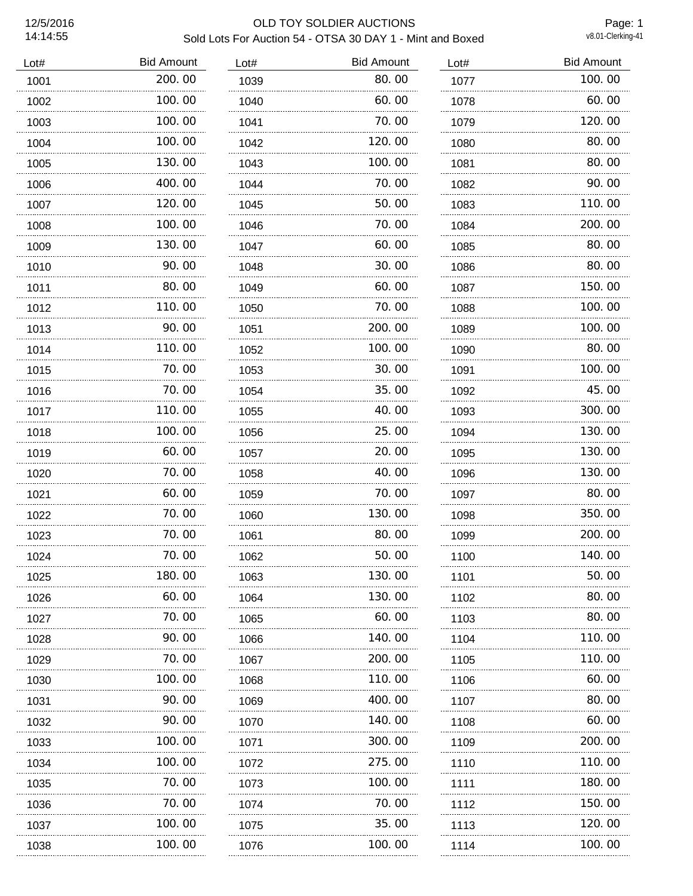12/5/2016
14:14:55

# OLD TOY SOLDIER AUCTIONS

## Sold Lots For Auction 54 - OTSA 30 DAY 1 - Mint and Boxed

v8.01-Clerking-41

| Lot# | Bid Amount |
|---|---|
| 1001 | 200.00 |
| 1002 | 100.00 |
| 1003 | 100.00 |
| 1004 | 100.00 |
| 1005 | 130.00 |
| 1006 | 400.00 |
| 1007 | 120.00 |
| 1008 | 100.00 |
| 1009 | 130.00 |
| 1010 | 90.00 |
| 1011 | 80.00 |
| 1012 | 110.00 |
| 1013 | 90.00 |
| 1014 | 110.00 |
| 1015 | 70.00 |
| 1016 | 70.00 |
| 1017 | 110.00 |
| 1018 | 100.00 |
| 1019 | 60.00 |
| 1020 | 70.00 |
| 1021 | 60.00 |
| 1022 | 70.00 |
| 1023 | 70.00 |
| 1024 | 70.00 |
| 1025 | 180.00 |
| 1026 | 60.00 |
| 1027 | 70.00 |
| 1028 | 90.00 |
| 1029 | 70.00 |
| 1030 | 100.00 |
| 1031 | 90.00 |
| 1032 | 90.00 |
| 1033 | 100.00 |
| 1034 | 100.00 |
| 1035 | 70.00 |
| 1036 | 70.00 |
| 1037 | 100.00 |
| 1038 | 100.00 |
| 1039 | 80.00 |
| 1040 | 60.00 |
| 1041 | 70.00 |
| 1042 | 120.00 |
| 1043 | 100.00 |
| 1044 | 70.00 |
| 1045 | 50.00 |
| 1046 | 70.00 |
| 1047 | 60.00 |
| 1048 | 30.00 |
| 1049 | 60.00 |
| 1050 | 70.00 |
| 1051 | 200.00 |
| 1052 | 100.00 |
| 1053 | 30.00 |
| 1054 | 35.00 |
| 1055 | 40.00 |
| 1056 | 25.00 |
| 1057 | 20.00 |
| 1058 | 40.00 |
| 1059 | 70.00 |
| 1060 | 130.00 |
| 1061 | 80.00 |
| 1062 | 50.00 |
| 1063 | 130.00 |
| 1064 | 130.00 |
| 1065 | 60.00 |
| 1066 | 140.00 |
| 1067 | 200.00 |
| 1068 | 110.00 |
| 1069 | 400.00 |
| 1070 | 140.00 |
| 1071 | 300.00 |
| 1072 | 275.00 |
| 1073 | 100.00 |
| 1074 | 70.00 |
| 1075 | 35.00 |
| 1076 | 100.00 |
| 1077 | 100.00 |
| 1078 | 60.00 |
| 1079 | 120.00 |
| 1080 | 80.00 |
| 1081 | 80.00 |
| 1082 | 90.00 |
| 1083 | 110.00 |
| 1084 | 200.00 |
| 1085 | 80.00 |
| 1086 | 80.00 |
| 1087 | 150.00 |
| 1088 | 100.00 |
| 1089 | 100.00 |
| 1090 | 80.00 |
| 1091 | 100.00 |
| 1092 | 45.00 |
| 1093 | 300.00 |
| 1094 | 130.00 |
| 1095 | 130.00 |
| 1096 | 130.00 |
| 1097 | 80.00 |
| 1098 | 350.00 |
| 1099 | 200.00 |
| 1100 | 140.00 |
| 1101 | 50.00 |
| 1102 | 80.00 |
| 1103 | 80.00 |
| 1104 | 110.00 |
| 1105 | 110.00 |
| 1106 | 60.00 |
| 1107 | 80.00 |
| 1108 | 60.00 |
| 1109 | 200.00 |
| 1110 | 110.00 |
| 1111 | 180.00 |
| 1112 | 150.00 |
| 1113 | 120.00 |
| 1114 | 100.00 |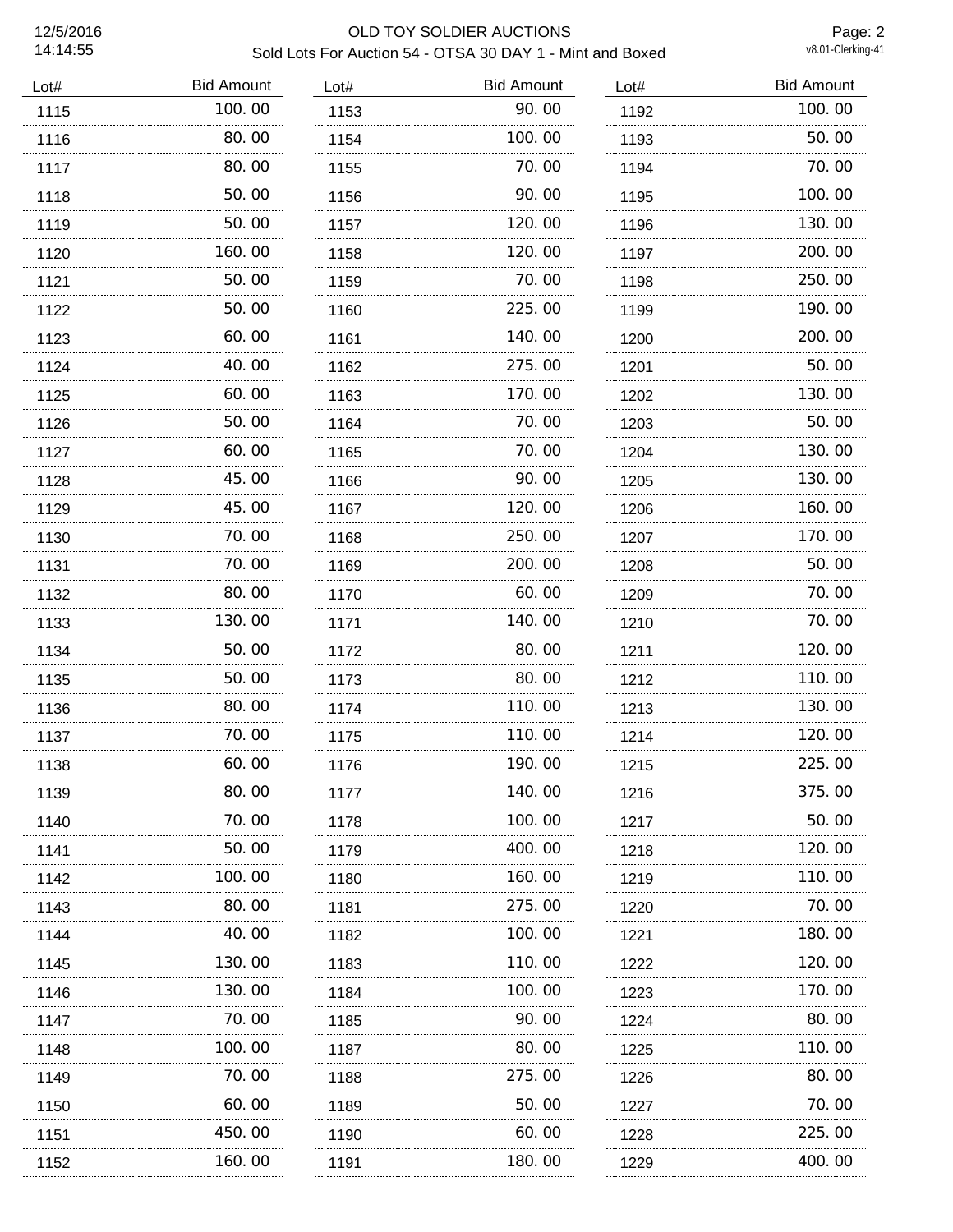| Lot# | Bid Amount | Lot# | Bid Amount | Lot# | Bid Amount |
|---|---|---|---|---|---|
| 1115 | 100.00 | 1153 | 90.00 | 1192 | 100.00 |
| 1116 | 80.00 | 1154 | 100.00 | 1193 | 50.00 |
| 1117 | 80.00 | 1155 | 70.00 | 1194 | 70.00 |
| 1118 | 50.00 | 1156 | 90.00 | 1195 | 100.00 |
| 1119 | 50.00 | 1157 | 120.00 | 1196 | 130.00 |
| 1120 | 160.00 | 1158 | 120.00 | 1197 | 200.00 |
| 1121 | 50.00 | 1159 | 70.00 | 1198 | 250.00 |
| 1122 | 50.00 | 1160 | 225.00 | 1199 | 190.00 |
| 1123 | 60.00 | 1161 | 140.00 | 1200 | 200.00 |
| 1124 | 40.00 | 1162 | 275.00 | 1201 | 50.00 |
| 1125 | 60.00 | 1163 | 170.00 | 1202 | 130.00 |
| 1126 | 50.00 | 1164 | 70.00 | 1203 | 50.00 |
| 1127 | 60.00 | 1165 | 70.00 | 1204 | 130.00 |
| 1128 | 45.00 | 1166 | 90.00 | 1205 | 130.00 |
| 1129 | 45.00 | 1167 | 120.00 | 1206 | 160.00 |
| 1130 | 70.00 | 1168 | 250.00 | 1207 | 170.00 |
| 1131 | 70.00 | 1169 | 200.00 | 1208 | 50.00 |
| 1132 | 80.00 | 1170 | 60.00 | 1209 | 70.00 |
| 1133 | 130.00 | 1171 | 140.00 | 1210 | 70.00 |
| 1134 | 50.00 | 1172 | 80.00 | 1211 | 120.00 |
| 1135 | 50.00 | 1173 | 80.00 | 1212 | 110.00 |
| 1136 | 80.00 | 1174 | 110.00 | 1213 | 130.00 |
| 1137 | 70.00 | 1175 | 110.00 | 1214 | 120.00 |
| 1138 | 60.00 | 1176 | 190.00 | 1215 | 225.00 |
| 1139 | 80.00 | 1177 | 140.00 | 1216 | 375.00 |
| 1140 | 70.00 | 1178 | 100.00 | 1217 | 50.00 |
| 1141 | 50.00 | 1179 | 400.00 | 1218 | 120.00 |
| 1142 | 100.00 | 1180 | 160.00 | 1219 | 110.00 |
| 1143 | 80.00 | 1181 | 275.00 | 1220 | 70.00 |
| 1144 | 40.00 | 1182 | 100.00 | 1221 | 180.00 |
| 1145 | 130.00 | 1183 | 110.00 | 1222 | 120.00 |
| 1146 | 130.00 | 1184 | 100.00 | 1223 | 170.00 |
| 1147 | 70.00 | 1185 | 90.00 | 1224 | 80.00 |
| 1148 | 100.00 | 1187 | 80.00 | 1225 | 110.00 |
| 1149 | 70.00 | 1188 | 275.00 | 1226 | 80.00 |
| 1150 | 60.00 | 1189 | 50.00 | 1227 | 70.00 |
| 1151 | 450.00 | 1190 | 60.00 | 1228 | 225.00 |
| 1152 | 160.00 | 1191 | 180.00 | 1229 | 400.00 |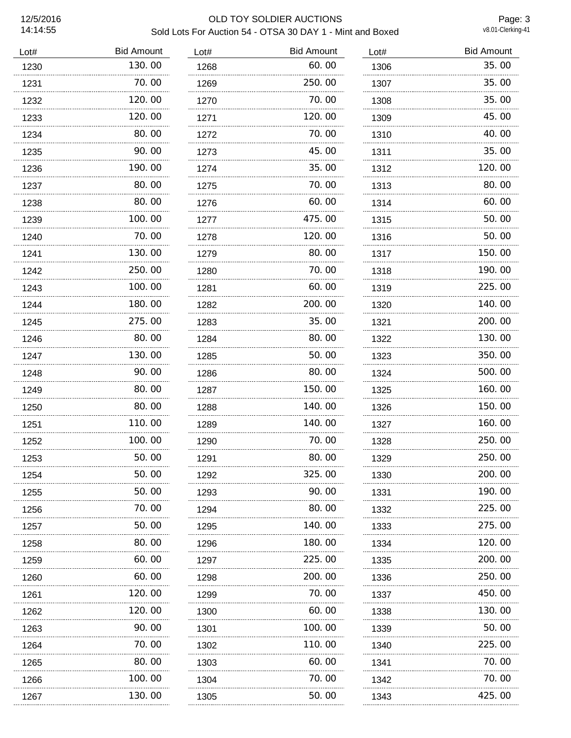# OLD TOY SOLDIER AUCTIONS

## Sold Lots For Auction 54 - OTSA 30 DAY 1 - Mint and Boxed

| Lot# | Bid Amount |
|---|---|
| 1230 | 130.00 |
| 1231 | 70.00 |
| 1232 | 120.00 |
| 1233 | 120.00 |
| 1234 | 80.00 |
| 1235 | 90.00 |
| 1236 | 190.00 |
| 1237 | 80.00 |
| 1238 | 80.00 |
| 1239 | 100.00 |
| 1240 | 70.00 |
| 1241 | 130.00 |
| 1242 | 250.00 |
| 1243 | 100.00 |
| 1244 | 180.00 |
| 1245 | 275.00 |
| 1246 | 80.00 |
| 1247 | 130.00 |
| 1248 | 90.00 |
| 1249 | 80.00 |
| 1250 | 80.00 |
| 1251 | 110.00 |
| 1252 | 100.00 |
| 1253 | 50.00 |
| 1254 | 50.00 |
| 1255 | 50.00 |
| 1256 | 70.00 |
| 1257 | 50.00 |
| 1258 | 80.00 |
| 1259 | 60.00 |
| 1260 | 60.00 |
| 1261 | 120.00 |
| 1262 | 120.00 |
| 1263 | 90.00 |
| 1264 | 70.00 |
| 1265 | 80.00 |
| 1266 | 100.00 |
| 1267 | 130.00 |
| 1268 | 60.00 |
| 1269 | 250.00 |
| 1270 | 70.00 |
| 1271 | 120.00 |
| 1272 | 70.00 |
| 1273 | 45.00 |
| 1274 | 35.00 |
| 1275 | 70.00 |
| 1276 | 60.00 |
| 1277 | 475.00 |
| 1278 | 120.00 |
| 1279 | 80.00 |
| 1280 | 70.00 |
| 1281 | 60.00 |
| 1282 | 200.00 |
| 1283 | 35.00 |
| 1284 | 80.00 |
| 1285 | 50.00 |
| 1286 | 80.00 |
| 1287 | 150.00 |
| 1288 | 140.00 |
| 1289 | 140.00 |
| 1290 | 70.00 |
| 1291 | 80.00 |
| 1292 | 325.00 |
| 1293 | 90.00 |
| 1294 | 80.00 |
| 1295 | 140.00 |
| 1296 | 180.00 |
| 1297 | 225.00 |
| 1298 | 200.00 |
| 1299 | 70.00 |
| 1300 | 60.00 |
| 1301 | 100.00 |
| 1302 | 110.00 |
| 1303 | 60.00 |
| 1304 | 70.00 |
| 1305 | 50.00 |
| 1306 | 35.00 |
| 1307 | 35.00 |
| 1308 | 35.00 |
| 1309 | 45.00 |
| 1310 | 40.00 |
| 1311 | 35.00 |
| 1312 | 120.00 |
| 1313 | 80.00 |
| 1314 | 60.00 |
| 1315 | 50.00 |
| 1316 | 50.00 |
| 1317 | 150.00 |
| 1318 | 190.00 |
| 1319 | 225.00 |
| 1320 | 140.00 |
| 1321 | 200.00 |
| 1322 | 130.00 |
| 1323 | 350.00 |
| 1324 | 500.00 |
| 1325 | 160.00 |
| 1326 | 150.00 |
| 1327 | 160.00 |
| 1328 | 250.00 |
| 1329 | 250.00 |
| 1330 | 200.00 |
| 1331 | 190.00 |
| 1332 | 225.00 |
| 1333 | 275.00 |
| 1334 | 120.00 |
| 1335 | 200.00 |
| 1336 | 250.00 |
| 1337 | 450.00 |
| 1338 | 130.00 |
| 1339 | 50.00 |
| 1340 | 225.00 |
| 1341 | 70.00 |
| 1342 | 70.00 |
| 1343 | 425.00 |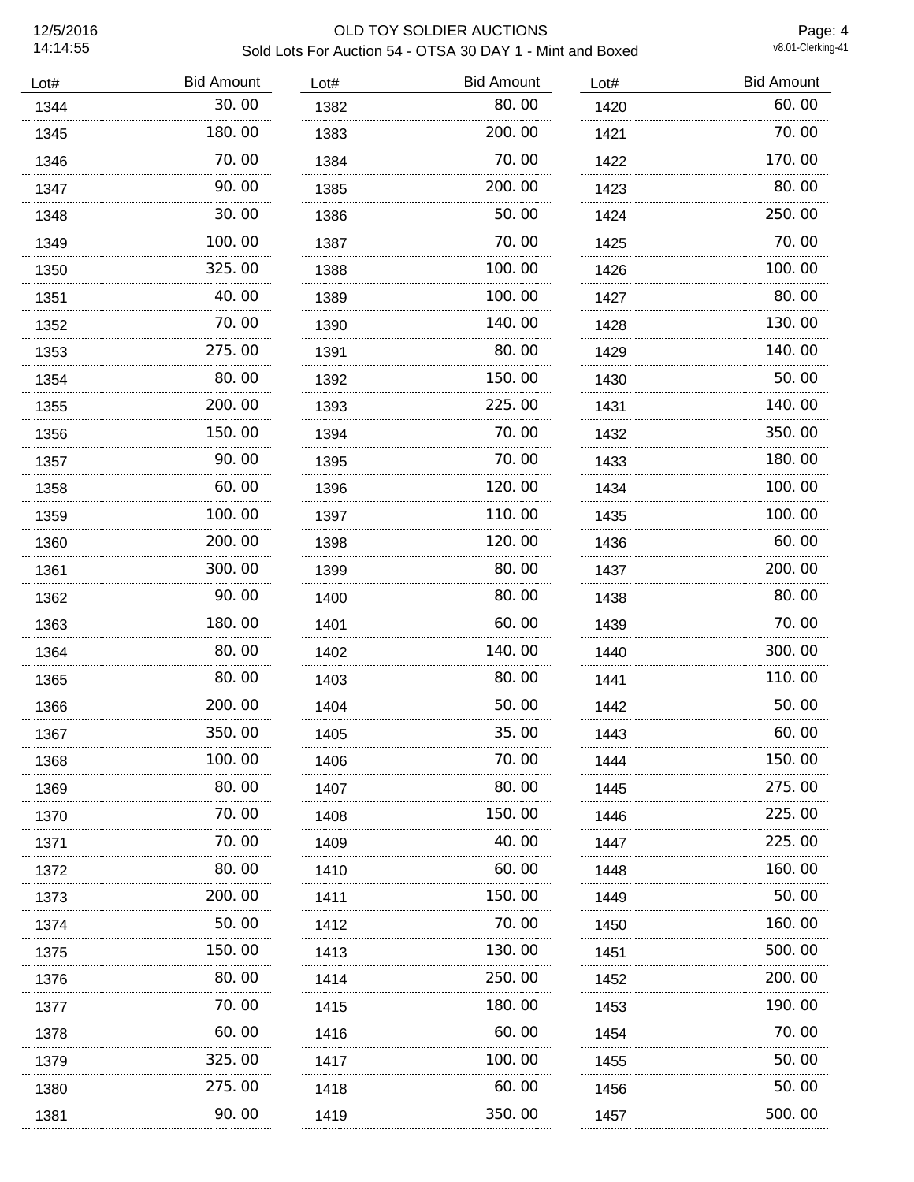# OLD TOY SOLDIER AUCTIONS

Sold Lots For Auction 54 - OTSA 30 DAY 1 - Mint and Boxed

12/5/2016 14:14:55

v8.01-Clerking-41

| Lot# | Bid Amount |
|---|---|
| 1344 | 30.00 |
| 1345 | 180.00 |
| 1346 | 70.00 |
| 1347 | 90.00 |
| 1348 | 30.00 |
| 1349 | 100.00 |
| 1350 | 325.00 |
| 1351 | 40.00 |
| 1352 | 70.00 |
| 1353 | 275.00 |
| 1354 | 80.00 |
| 1355 | 200.00 |
| 1356 | 150.00 |
| 1357 | 90.00 |
| 1358 | 60.00 |
| 1359 | 100.00 |
| 1360 | 200.00 |
| 1361 | 300.00 |
| 1362 | 90.00 |
| 1363 | 180.00 |
| 1364 | 80.00 |
| 1365 | 80.00 |
| 1366 | 200.00 |
| 1367 | 350.00 |
| 1368 | 100.00 |
| 1369 | 80.00 |
| 1370 | 70.00 |
| 1371 | 70.00 |
| 1372 | 80.00 |
| 1373 | 200.00 |
| 1374 | 50.00 |
| 1375 | 150.00 |
| 1376 | 80.00 |
| 1377 | 70.00 |
| 1378 | 60.00 |
| 1379 | 325.00 |
| 1380 | 275.00 |
| 1381 | 90.00 |
| 1382 | 80.00 |
| 1383 | 200.00 |
| 1384 | 70.00 |
| 1385 | 200.00 |
| 1386 | 50.00 |
| 1387 | 70.00 |
| 1388 | 100.00 |
| 1389 | 100.00 |
| 1390 | 140.00 |
| 1391 | 80.00 |
| 1392 | 150.00 |
| 1393 | 225.00 |
| 1394 | 70.00 |
| 1395 | 70.00 |
| 1396 | 120.00 |
| 1397 | 110.00 |
| 1398 | 120.00 |
| 1399 | 80.00 |
| 1400 | 80.00 |
| 1401 | 60.00 |
| 1402 | 140.00 |
| 1403 | 80.00 |
| 1404 | 50.00 |
| 1405 | 35.00 |
| 1406 | 70.00 |
| 1407 | 80.00 |
| 1408 | 150.00 |
| 1409 | 40.00 |
| 1410 | 60.00 |
| 1411 | 150.00 |
| 1412 | 70.00 |
| 1413 | 130.00 |
| 1414 | 250.00 |
| 1415 | 180.00 |
| 1416 | 60.00 |
| 1417 | 100.00 |
| 1418 | 60.00 |
| 1419 | 350.00 |
| 1420 | 60.00 |
| 1421 | 70.00 |
| 1422 | 170.00 |
| 1423 | 80.00 |
| 1424 | 250.00 |
| 1425 | 70.00 |
| 1426 | 100.00 |
| 1427 | 80.00 |
| 1428 | 130.00 |
| 1429 | 140.00 |
| 1430 | 50.00 |
| 1431 | 140.00 |
| 1432 | 350.00 |
| 1433 | 180.00 |
| 1434 | 100.00 |
| 1435 | 100.00 |
| 1436 | 60.00 |
| 1437 | 200.00 |
| 1438 | 80.00 |
| 1439 | 70.00 |
| 1440 | 300.00 |
| 1441 | 110.00 |
| 1442 | 50.00 |
| 1443 | 60.00 |
| 1444 | 150.00 |
| 1445 | 275.00 |
| 1446 | 225.00 |
| 1447 | 225.00 |
| 1448 | 160.00 |
| 1449 | 50.00 |
| 1450 | 160.00 |
| 1451 | 500.00 |
| 1452 | 200.00 |
| 1453 | 190.00 |
| 1454 | 70.00 |
| 1455 | 50.00 |
| 1456 | 50.00 |
| 1457 | 500.00 |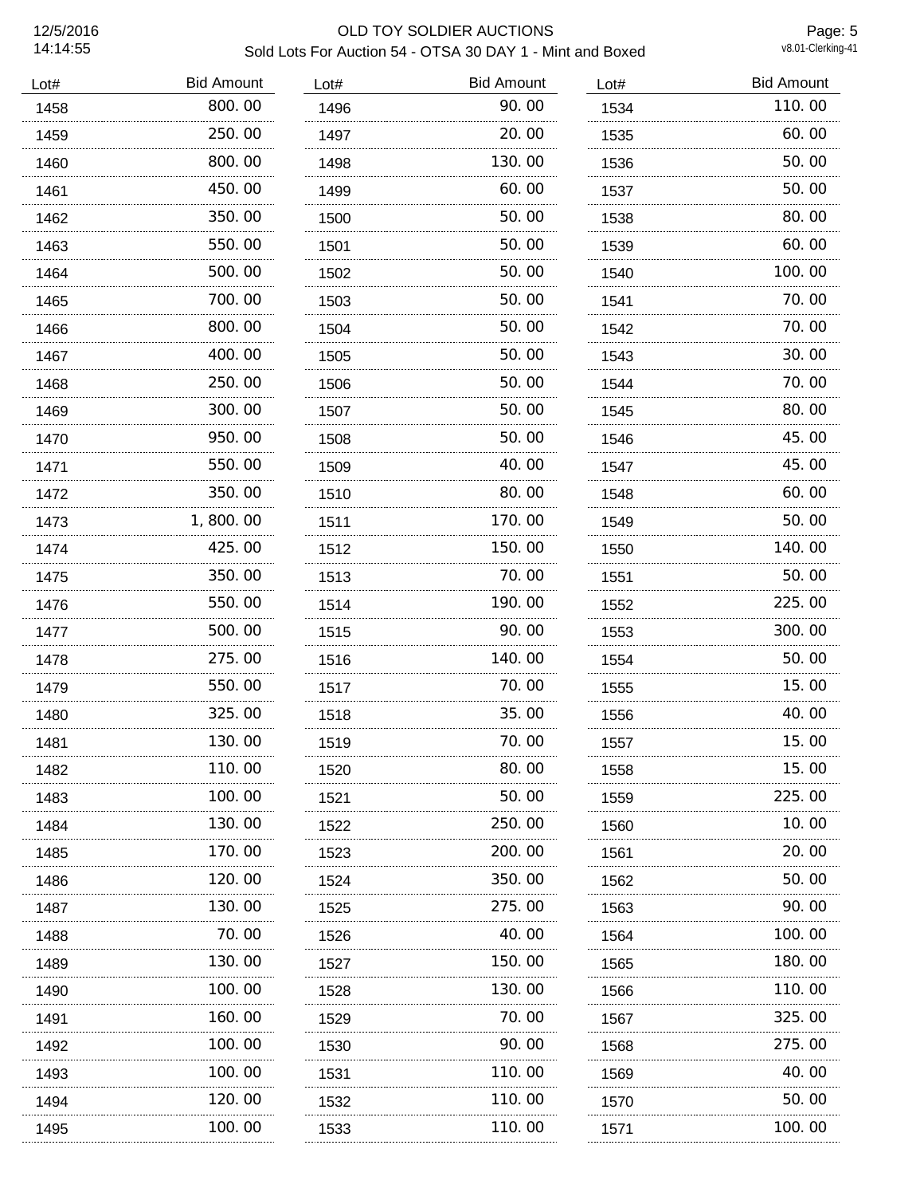# OLD TOY SOLDIER AUCTIONS

## Sold Lots For Auction 54 - OTSA 30 DAY 1 - Mint and Boxed

| Lot# | Bid Amount |
|---|---|
| 1458 | 800.00 |
| 1459 | 250.00 |
| 1460 | 800.00 |
| 1461 | 450.00 |
| 1462 | 350.00 |
| 1463 | 550.00 |
| 1464 | 500.00 |
| 1465 | 700.00 |
| 1466 | 800.00 |
| 1467 | 400.00 |
| 1468 | 250.00 |
| 1469 | 300.00 |
| 1470 | 950.00 |
| 1471 | 550.00 |
| 1472 | 350.00 |
| 1473 | 1,800.00 |
| 1474 | 425.00 |
| 1475 | 350.00 |
| 1476 | 550.00 |
| 1477 | 500.00 |
| 1478 | 275.00 |
| 1479 | 550.00 |
| 1480 | 325.00 |
| 1481 | 130.00 |
| 1482 | 110.00 |
| 1483 | 100.00 |
| 1484 | 130.00 |
| 1485 | 170.00 |
| 1486 | 120.00 |
| 1487 | 130.00 |
| 1488 | 70.00 |
| 1489 | 130.00 |
| 1490 | 100.00 |
| 1491 | 160.00 |
| 1492 | 100.00 |
| 1493 | 100.00 |
| 1494 | 120.00 |
| 1495 | 100.00 |
| 1496 | 90.00 |
| 1497 | 20.00 |
| 1498 | 130.00 |
| 1499 | 60.00 |
| 1500 | 50.00 |
| 1501 | 50.00 |
| 1502 | 50.00 |
| 1503 | 50.00 |
| 1504 | 50.00 |
| 1505 | 50.00 |
| 1506 | 50.00 |
| 1507 | 50.00 |
| 1508 | 50.00 |
| 1509 | 40.00 |
| 1510 | 80.00 |
| 1511 | 170.00 |
| 1512 | 150.00 |
| 1513 | 70.00 |
| 1514 | 190.00 |
| 1515 | 90.00 |
| 1516 | 140.00 |
| 1517 | 70.00 |
| 1518 | 35.00 |
| 1519 | 70.00 |
| 1520 | 80.00 |
| 1521 | 50.00 |
| 1522 | 250.00 |
| 1523 | 200.00 |
| 1524 | 350.00 |
| 1525 | 275.00 |
| 1526 | 40.00 |
| 1527 | 150.00 |
| 1528 | 130.00 |
| 1529 | 70.00 |
| 1530 | 90.00 |
| 1531 | 110.00 |
| 1532 | 110.00 |
| 1533 | 110.00 |
| 1534 | 110.00 |
| 1535 | 60.00 |
| 1536 | 50.00 |
| 1537 | 50.00 |
| 1538 | 80.00 |
| 1539 | 60.00 |
| 1540 | 100.00 |
| 1541 | 70.00 |
| 1542 | 70.00 |
| 1543 | 30.00 |
| 1544 | 70.00 |
| 1545 | 80.00 |
| 1546 | 45.00 |
| 1547 | 45.00 |
| 1548 | 60.00 |
| 1549 | 50.00 |
| 1550 | 140.00 |
| 1551 | 50.00 |
| 1552 | 225.00 |
| 1553 | 300.00 |
| 1554 | 50.00 |
| 1555 | 15.00 |
| 1556 | 40.00 |
| 1557 | 15.00 |
| 1558 | 15.00 |
| 1559 | 225.00 |
| 1560 | 10.00 |
| 1561 | 20.00 |
| 1562 | 50.00 |
| 1563 | 90.00 |
| 1564 | 100.00 |
| 1565 | 180.00 |
| 1566 | 110.00 |
| 1567 | 325.00 |
| 1568 | 275.00 |
| 1569 | 40.00 |
| 1570 | 50.00 |
| 1571 | 100.00 |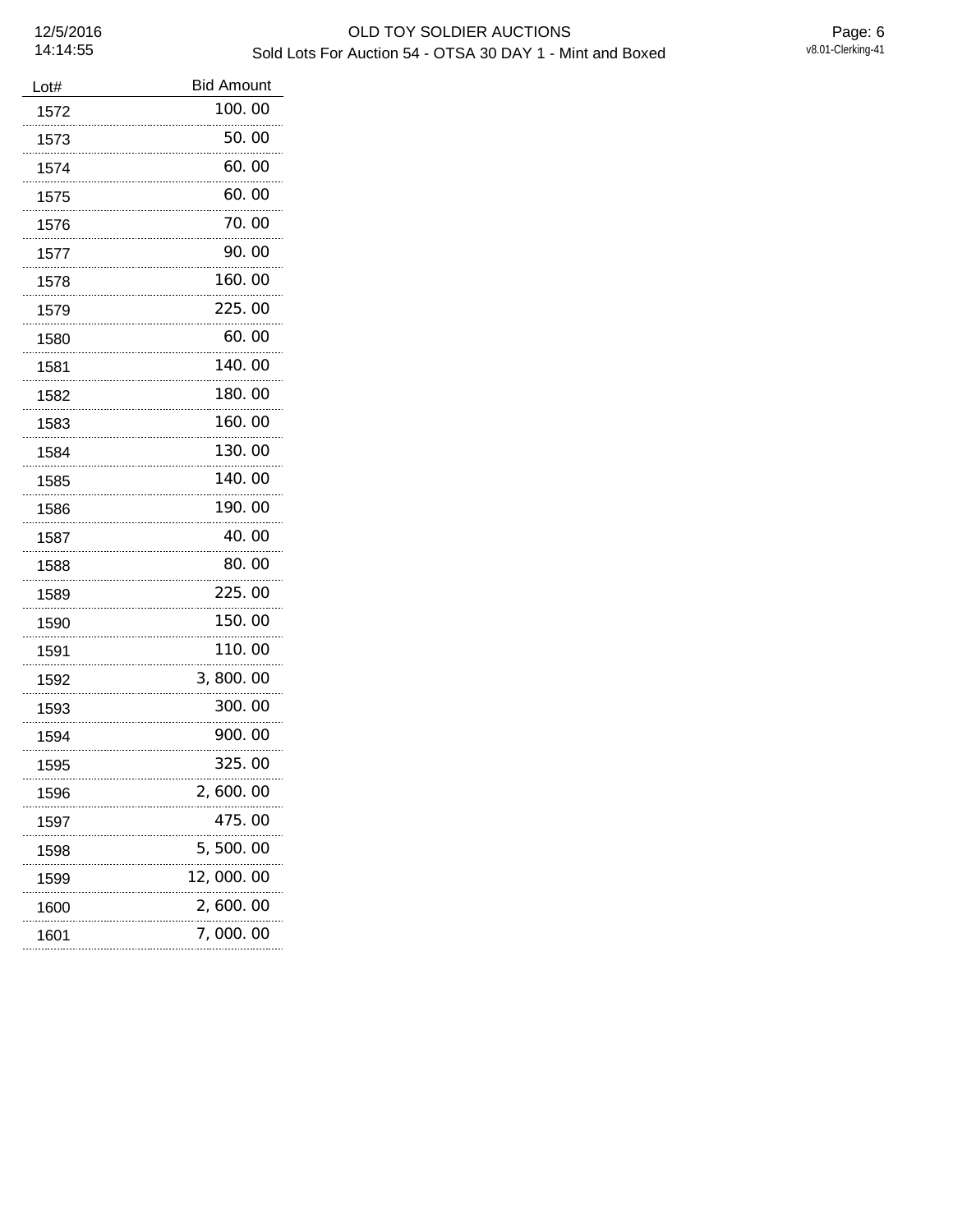| Lot# | Bid Amount |
|---|---|
| 1572 | 100.00 |
| 1573 | 50.00 |
| 1574 | 60.00 |
| 1575 | 60.00 |
| 1576 | 70.00 |
| 1577 | 90.00 |
| 1578 | 160.00 |
| 1579 | 225.00 |
| 1580 | 60.00 |
| 1581 | 140.00 |
| 1582 | 180.00 |
| 1583 | 160.00 |
| 1584 | 130.00 |
| 1585 | 140.00 |
| 1586 | 190.00 |
| 1587 | 40.00 |
| 1588 | 80.00 |
| 1589 | 225.00 |
| 1590 | 150.00 |
| 1591 | 110.00 |
| 1592 | 3,800.00 |
| 1593 | 300.00 |
| 1594 | 900.00 |
| 1595 | 325.00 |
| 1596 | 2,600.00 |
| 1597 | 475.00 |
| 1598 | 5,500.00 |
| 1599 | 12,000.00 |
| 1600 | 2,600.00 |
| 1601 | 7,000.00 |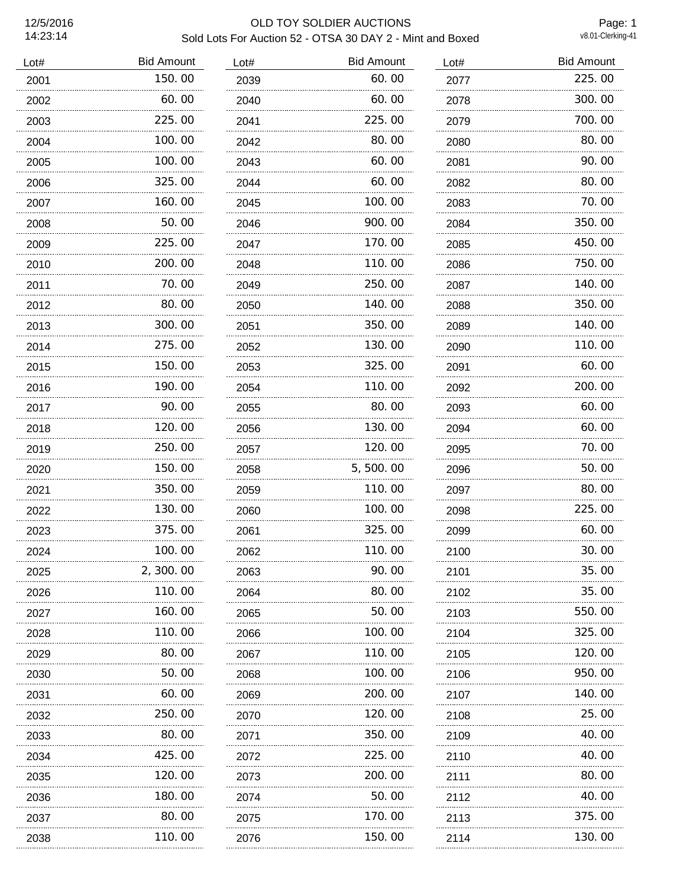# OLD TOY SOLDIER AUCTIONS

## Sold Lots For Auction 52 - OTSA 30 DAY 2 - Mint and Boxed

12/5/2016
14:23:14

v8.01-Clerking-41

| Lot# | Bid Amount |
|---|---|
| 2001 | 150.00 |
| 2002 | 60.00 |
| 2003 | 225.00 |
| 2004 | 100.00 |
| 2005 | 100.00 |
| 2006 | 325.00 |
| 2007 | 160.00 |
| 2008 | 50.00 |
| 2009 | 225.00 |
| 2010 | 200.00 |
| 2011 | 70.00 |
| 2012 | 80.00 |
| 2013 | 300.00 |
| 2014 | 275.00 |
| 2015 | 150.00 |
| 2016 | 190.00 |
| 2017 | 90.00 |
| 2018 | 120.00 |
| 2019 | 250.00 |
| 2020 | 150.00 |
| 2021 | 350.00 |
| 2022 | 130.00 |
| 2023 | 375.00 |
| 2024 | 100.00 |
| 2025 | 2,300.00 |
| 2026 | 110.00 |
| 2027 | 160.00 |
| 2028 | 110.00 |
| 2029 | 80.00 |
| 2030 | 50.00 |
| 2031 | 60.00 |
| 2032 | 250.00 |
| 2033 | 80.00 |
| 2034 | 425.00 |
| 2035 | 120.00 |
| 2036 | 180.00 |
| 2037 | 80.00 |
| 2038 | 110.00 |
| 2039 | 60.00 |
| 2040 | 60.00 |
| 2041 | 225.00 |
| 2042 | 80.00 |
| 2043 | 60.00 |
| 2044 | 60.00 |
| 2045 | 100.00 |
| 2046 | 900.00 |
| 2047 | 170.00 |
| 2048 | 110.00 |
| 2049 | 250.00 |
| 2050 | 140.00 |
| 2051 | 350.00 |
| 2052 | 130.00 |
| 2053 | 325.00 |
| 2054 | 110.00 |
| 2055 | 80.00 |
| 2056 | 130.00 |
| 2057 | 120.00 |
| 2058 | 5,500.00 |
| 2059 | 110.00 |
| 2060 | 100.00 |
| 2061 | 325.00 |
| 2062 | 110.00 |
| 2063 | 90.00 |
| 2064 | 80.00 |
| 2065 | 50.00 |
| 2066 | 100.00 |
| 2067 | 110.00 |
| 2068 | 100.00 |
| 2069 | 200.00 |
| 2070 | 120.00 |
| 2071 | 350.00 |
| 2072 | 225.00 |
| 2073 | 200.00 |
| 2074 | 50.00 |
| 2075 | 170.00 |
| 2076 | 150.00 |
| 2077 | 225.00 |
| 2078 | 300.00 |
| 2079 | 700.00 |
| 2080 | 80.00 |
| 2081 | 90.00 |
| 2082 | 80.00 |
| 2083 | 70.00 |
| 2084 | 350.00 |
| 2085 | 450.00 |
| 2086 | 750.00 |
| 2087 | 140.00 |
| 2088 | 350.00 |
| 2089 | 140.00 |
| 2090 | 110.00 |
| 2091 | 60.00 |
| 2092 | 200.00 |
| 2093 | 60.00 |
| 2094 | 60.00 |
| 2095 | 70.00 |
| 2096 | 50.00 |
| 2097 | 80.00 |
| 2098 | 225.00 |
| 2099 | 60.00 |
| 2100 | 30.00 |
| 2101 | 35.00 |
| 2102 | 35.00 |
| 2103 | 550.00 |
| 2104 | 325.00 |
| 2105 | 120.00 |
| 2106 | 950.00 |
| 2107 | 140.00 |
| 2108 | 25.00 |
| 2109 | 40.00 |
| 2110 | 40.00 |
| 2111 | 80.00 |
| 2112 | 40.00 |
| 2113 | 375.00 |
| 2114 | 130.00 |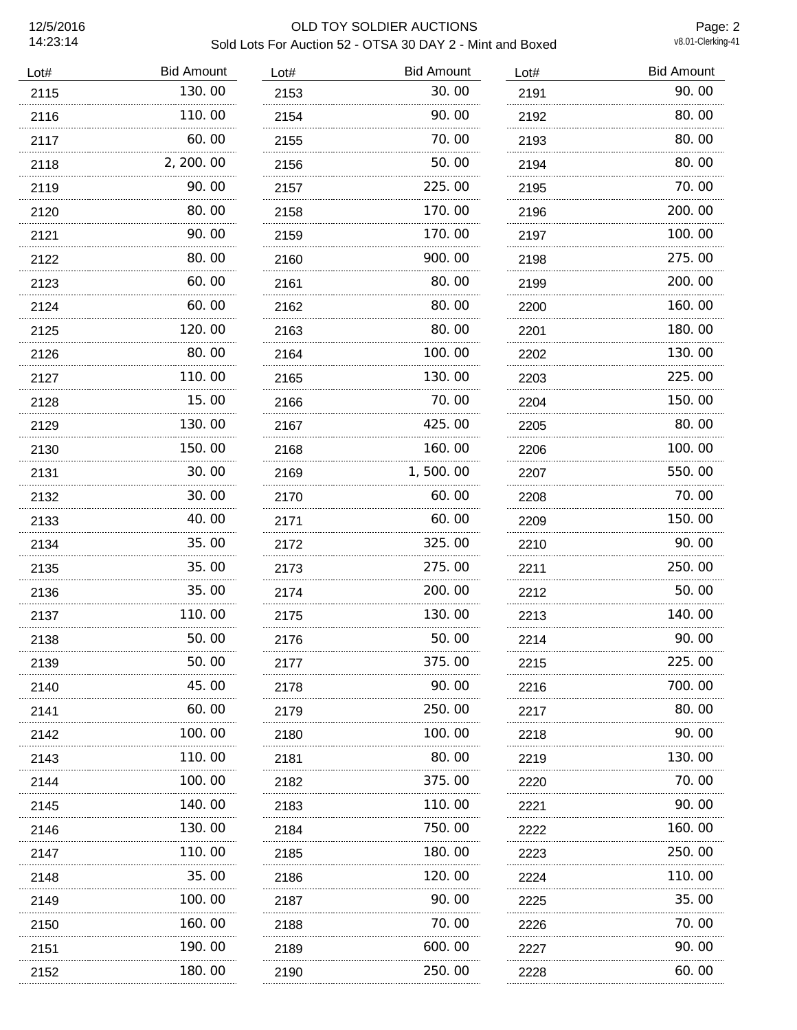# OLD TOY SOLDIER AUCTIONS

## Sold Lots For Auction 52 - OTSA 30 DAY 2 - Mint and Boxed

12/5/2016
14:23:14

v8.01-Clerking-41

| Lot# | Bid Amount |
|---|---|
| 2115 | 130.00 |
| 2116 | 110.00 |
| 2117 | 60.00 |
| 2118 | 2,200.00 |
| 2119 | 90.00 |
| 2120 | 80.00 |
| 2121 | 90.00 |
| 2122 | 80.00 |
| 2123 | 60.00 |
| 2124 | 60.00 |
| 2125 | 120.00 |
| 2126 | 80.00 |
| 2127 | 110.00 |
| 2128 | 15.00 |
| 2129 | 130.00 |
| 2130 | 150.00 |
| 2131 | 30.00 |
| 2132 | 30.00 |
| 2133 | 40.00 |
| 2134 | 35.00 |
| 2135 | 35.00 |
| 2136 | 35.00 |
| 2137 | 110.00 |
| 2138 | 50.00 |
| 2139 | 50.00 |
| 2140 | 45.00 |
| 2141 | 60.00 |
| 2142 | 100.00 |
| 2143 | 110.00 |
| 2144 | 100.00 |
| 2145 | 140.00 |
| 2146 | 130.00 |
| 2147 | 110.00 |
| 2148 | 35.00 |
| 2149 | 100.00 |
| 2150 | 160.00 |
| 2151 | 190.00 |
| 2152 | 180.00 |
| 2153 | 30.00 |
| 2154 | 90.00 |
| 2155 | 70.00 |
| 2156 | 50.00 |
| 2157 | 225.00 |
| 2158 | 170.00 |
| 2159 | 170.00 |
| 2160 | 900.00 |
| 2161 | 80.00 |
| 2162 | 80.00 |
| 2163 | 80.00 |
| 2164 | 100.00 |
| 2165 | 130.00 |
| 2166 | 70.00 |
| 2167 | 425.00 |
| 2168 | 160.00 |
| 2169 | 1,500.00 |
| 2170 | 60.00 |
| 2171 | 60.00 |
| 2172 | 325.00 |
| 2173 | 275.00 |
| 2174 | 200.00 |
| 2175 | 130.00 |
| 2176 | 50.00 |
| 2177 | 375.00 |
| 2178 | 90.00 |
| 2179 | 250.00 |
| 2180 | 100.00 |
| 2181 | 80.00 |
| 2182 | 375.00 |
| 2183 | 110.00 |
| 2184 | 750.00 |
| 2185 | 180.00 |
| 2186 | 120.00 |
| 2187 | 90.00 |
| 2188 | 70.00 |
| 2189 | 600.00 |
| 2190 | 250.00 |
| 2191 | 90.00 |
| 2192 | 80.00 |
| 2193 | 80.00 |
| 2194 | 80.00 |
| 2195 | 70.00 |
| 2196 | 200.00 |
| 2197 | 100.00 |
| 2198 | 275.00 |
| 2199 | 200.00 |
| 2200 | 160.00 |
| 2201 | 180.00 |
| 2202 | 130.00 |
| 2203 | 225.00 |
| 2204 | 150.00 |
| 2205 | 80.00 |
| 2206 | 100.00 |
| 2207 | 550.00 |
| 2208 | 70.00 |
| 2209 | 150.00 |
| 2210 | 90.00 |
| 2211 | 250.00 |
| 2212 | 50.00 |
| 2213 | 140.00 |
| 2214 | 90.00 |
| 2215 | 225.00 |
| 2216 | 700.00 |
| 2217 | 80.00 |
| 2218 | 90.00 |
| 2219 | 130.00 |
| 2220 | 70.00 |
| 2221 | 90.00 |
| 2222 | 160.00 |
| 2223 | 250.00 |
| 2224 | 110.00 |
| 2225 | 35.00 |
| 2226 | 70.00 |
| 2227 | 90.00 |
| 2228 | 60.00 |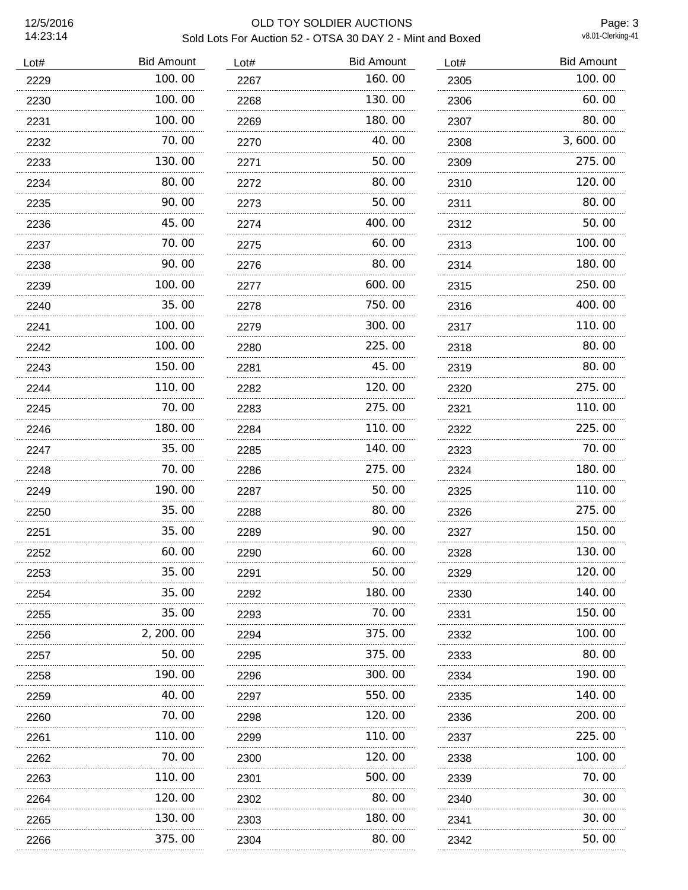# OLD TOY SOLDIER AUCTIONS

## Sold Lots For Auction 52 - OTSA 30 DAY 2 - Mint and Boxed

12/5/2016
14:23:14

v8.01-Clerking-41

| Lot# | Bid Amount |
|---|---|
| 2229 | 100.00 |
| 2230 | 100.00 |
| 2231 | 100.00 |
| 2232 | 70.00 |
| 2233 | 130.00 |
| 2234 | 80.00 |
| 2235 | 90.00 |
| 2236 | 45.00 |
| 2237 | 70.00 |
| 2238 | 90.00 |
| 2239 | 100.00 |
| 2240 | 35.00 |
| 2241 | 100.00 |
| 2242 | 100.00 |
| 2243 | 150.00 |
| 2244 | 110.00 |
| 2245 | 70.00 |
| 2246 | 180.00 |
| 2247 | 35.00 |
| 2248 | 70.00 |
| 2249 | 190.00 |
| 2250 | 35.00 |
| 2251 | 35.00 |
| 2252 | 60.00 |
| 2253 | 35.00 |
| 2254 | 35.00 |
| 2255 | 35.00 |
| 2256 | 2,200.00 |
| 2257 | 50.00 |
| 2258 | 190.00 |
| 2259 | 40.00 |
| 2260 | 70.00 |
| 2261 | 110.00 |
| 2262 | 70.00 |
| 2263 | 110.00 |
| 2264 | 120.00 |
| 2265 | 130.00 |
| 2266 | 375.00 |
| 2267 | 160.00 |
| 2268 | 130.00 |
| 2269 | 180.00 |
| 2270 | 40.00 |
| 2271 | 50.00 |
| 2272 | 80.00 |
| 2273 | 50.00 |
| 2274 | 400.00 |
| 2275 | 60.00 |
| 2276 | 80.00 |
| 2277 | 600.00 |
| 2278 | 750.00 |
| 2279 | 300.00 |
| 2280 | 225.00 |
| 2281 | 45.00 |
| 2282 | 120.00 |
| 2283 | 275.00 |
| 2284 | 110.00 |
| 2285 | 140.00 |
| 2286 | 275.00 |
| 2287 | 50.00 |
| 2288 | 80.00 |
| 2289 | 90.00 |
| 2290 | 60.00 |
| 2291 | 50.00 |
| 2292 | 180.00 |
| 2293 | 70.00 |
| 2294 | 375.00 |
| 2295 | 375.00 |
| 2296 | 300.00 |
| 2297 | 550.00 |
| 2298 | 120.00 |
| 2299 | 110.00 |
| 2300 | 120.00 |
| 2301 | 500.00 |
| 2302 | 80.00 |
| 2303 | 180.00 |
| 2304 | 80.00 |
| 2305 | 100.00 |
| 2306 | 60.00 |
| 2307 | 80.00 |
| 2308 | 3,600.00 |
| 2309 | 275.00 |
| 2310 | 120.00 |
| 2311 | 80.00 |
| 2312 | 50.00 |
| 2313 | 100.00 |
| 2314 | 180.00 |
| 2315 | 250.00 |
| 2316 | 400.00 |
| 2317 | 110.00 |
| 2318 | 80.00 |
| 2319 | 80.00 |
| 2320 | 275.00 |
| 2321 | 110.00 |
| 2322 | 225.00 |
| 2323 | 70.00 |
| 2324 | 180.00 |
| 2325 | 110.00 |
| 2326 | 275.00 |
| 2327 | 150.00 |
| 2328 | 130.00 |
| 2329 | 120.00 |
| 2330 | 140.00 |
| 2331 | 150.00 |
| 2332 | 100.00 |
| 2333 | 80.00 |
| 2334 | 190.00 |
| 2335 | 140.00 |
| 2336 | 200.00 |
| 2337 | 225.00 |
| 2338 | 100.00 |
| 2339 | 70.00 |
| 2340 | 30.00 |
| 2341 | 30.00 |
| 2342 | 50.00 |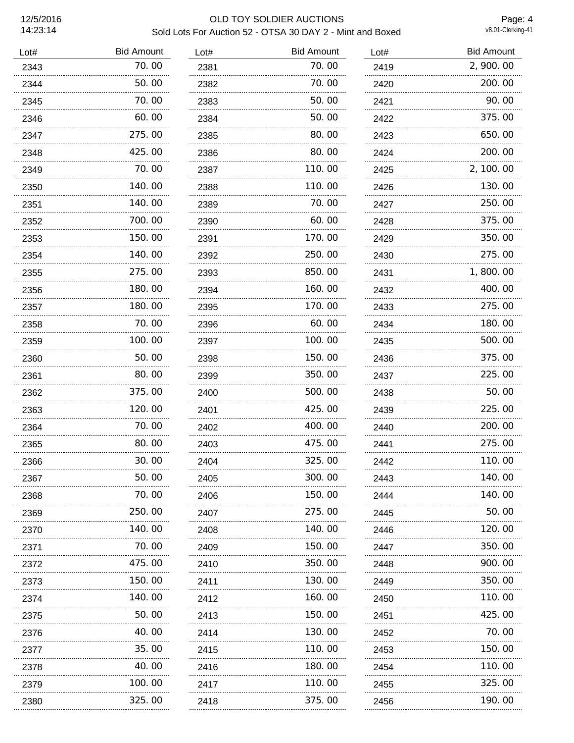# OLD TOY SOLDIER AUCTIONS

## Sold Lots For Auction 52 - OTSA 30 DAY 2 - Mint and Boxed

12/5/2016 14:23:14

v8.01-Clerking-41

| Lot# | Bid Amount |
|---|---|
| 2343 | 70.00 |
| 2344 | 50.00 |
| 2345 | 70.00 |
| 2346 | 60.00 |
| 2347 | 275.00 |
| 2348 | 425.00 |
| 2349 | 70.00 |
| 2350 | 140.00 |
| 2351 | 140.00 |
| 2352 | 700.00 |
| 2353 | 150.00 |
| 2354 | 140.00 |
| 2355 | 275.00 |
| 2356 | 180.00 |
| 2357 | 180.00 |
| 2358 | 70.00 |
| 2359 | 100.00 |
| 2360 | 50.00 |
| 2361 | 80.00 |
| 2362 | 375.00 |
| 2363 | 120.00 |
| 2364 | 70.00 |
| 2365 | 80.00 |
| 2366 | 30.00 |
| 2367 | 50.00 |
| 2368 | 70.00 |
| 2369 | 250.00 |
| 2370 | 140.00 |
| 2371 | 70.00 |
| 2372 | 475.00 |
| 2373 | 150.00 |
| 2374 | 140.00 |
| 2375 | 50.00 |
| 2376 | 40.00 |
| 2377 | 35.00 |
| 2378 | 40.00 |
| 2379 | 100.00 |
| 2380 | 325.00 |
| 2381 | 70.00 |
| 2382 | 70.00 |
| 2383 | 50.00 |
| 2384 | 50.00 |
| 2385 | 80.00 |
| 2386 | 80.00 |
| 2387 | 110.00 |
| 2388 | 110.00 |
| 2389 | 70.00 |
| 2390 | 60.00 |
| 2391 | 170.00 |
| 2392 | 250.00 |
| 2393 | 850.00 |
| 2394 | 160.00 |
| 2395 | 170.00 |
| 2396 | 60.00 |
| 2397 | 100.00 |
| 2398 | 150.00 |
| 2399 | 350.00 |
| 2400 | 500.00 |
| 2401 | 425.00 |
| 2402 | 400.00 |
| 2403 | 475.00 |
| 2404 | 325.00 |
| 2405 | 300.00 |
| 2406 | 150.00 |
| 2407 | 275.00 |
| 2408 | 140.00 |
| 2409 | 150.00 |
| 2410 | 350.00 |
| 2411 | 130.00 |
| 2412 | 160.00 |
| 2413 | 150.00 |
| 2414 | 130.00 |
| 2415 | 110.00 |
| 2416 | 180.00 |
| 2417 | 110.00 |
| 2418 | 375.00 |
| 2419 | 2,900.00 |
| 2420 | 200.00 |
| 2421 | 90.00 |
| 2422 | 375.00 |
| 2423 | 650.00 |
| 2424 | 200.00 |
| 2425 | 2,100.00 |
| 2426 | 130.00 |
| 2427 | 250.00 |
| 2428 | 375.00 |
| 2429 | 350.00 |
| 2430 | 275.00 |
| 2431 | 1,800.00 |
| 2432 | 400.00 |
| 2433 | 275.00 |
| 2434 | 180.00 |
| 2435 | 500.00 |
| 2436 | 375.00 |
| 2437 | 225.00 |
| 2438 | 50.00 |
| 2439 | 225.00 |
| 2440 | 200.00 |
| 2441 | 275.00 |
| 2442 | 110.00 |
| 2443 | 140.00 |
| 2444 | 140.00 |
| 2445 | 50.00 |
| 2446 | 120.00 |
| 2447 | 350.00 |
| 2448 | 900.00 |
| 2449 | 350.00 |
| 2450 | 110.00 |
| 2451 | 425.00 |
| 2452 | 70.00 |
| 2453 | 150.00 |
| 2454 | 110.00 |
| 2455 | 325.00 |
| 2456 | 190.00 |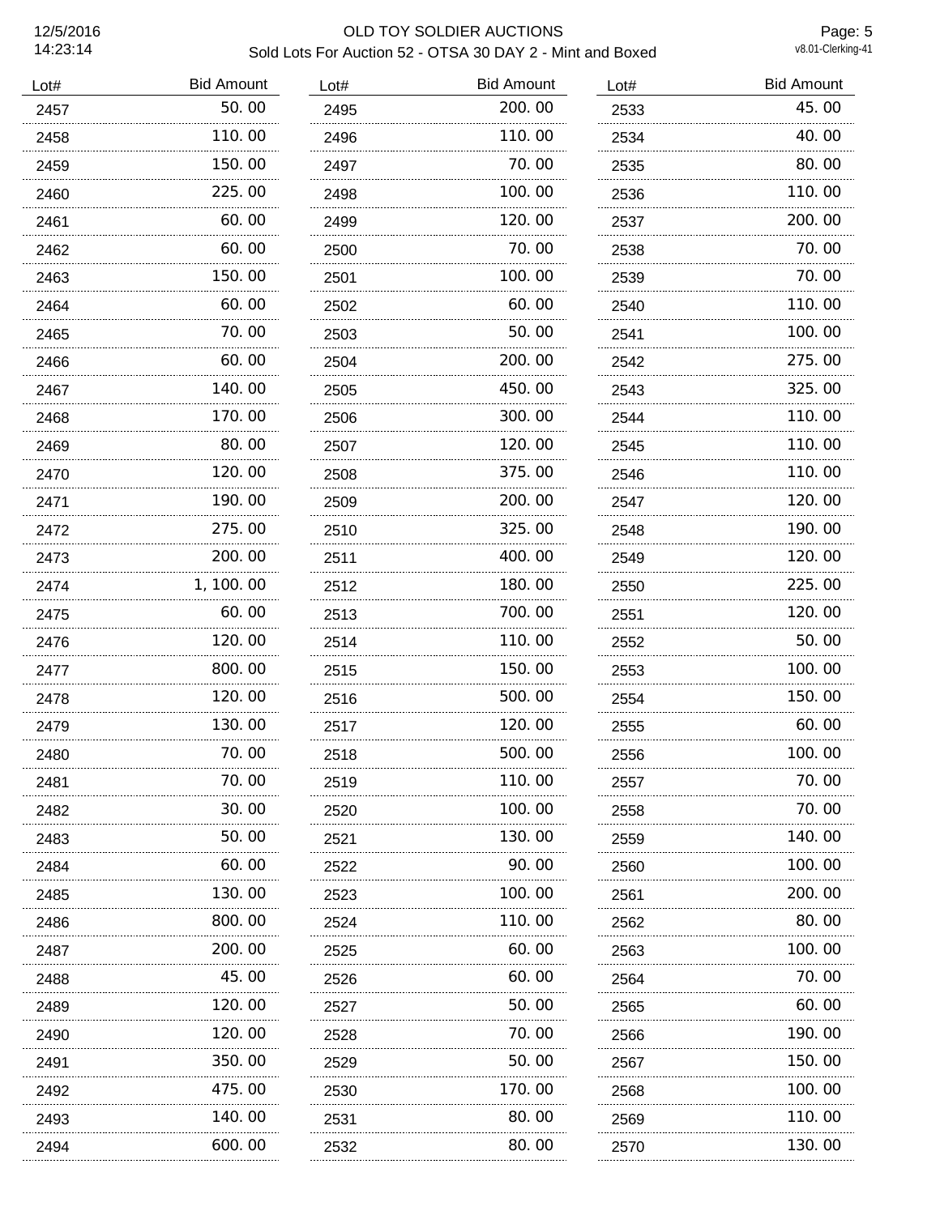# OLD TOY SOLDIER AUCTIONS

## Sold Lots For Auction 52 - OTSA 30 DAY 2 - Mint and Boxed

12/5/2016 14:23:14

| Lot# | Bid Amount |
|---|---|
| 2457 | 50.00 |
| 2458 | 110.00 |
| 2459 | 150.00 |
| 2460 | 225.00 |
| 2461 | 60.00 |
| 2462 | 60.00 |
| 2463 | 150.00 |
| 2464 | 60.00 |
| 2465 | 70.00 |
| 2466 | 60.00 |
| 2467 | 140.00 |
| 2468 | 170.00 |
| 2469 | 80.00 |
| 2470 | 120.00 |
| 2471 | 190.00 |
| 2472 | 275.00 |
| 2473 | 200.00 |
| 2474 | 1,100.00 |
| 2475 | 60.00 |
| 2476 | 120.00 |
| 2477 | 800.00 |
| 2478 | 120.00 |
| 2479 | 130.00 |
| 2480 | 70.00 |
| 2481 | 70.00 |
| 2482 | 30.00 |
| 2483 | 50.00 |
| 2484 | 60.00 |
| 2485 | 130.00 |
| 2486 | 800.00 |
| 2487 | 200.00 |
| 2488 | 45.00 |
| 2489 | 120.00 |
| 2490 | 120.00 |
| 2491 | 350.00 |
| 2492 | 475.00 |
| 2493 | 140.00 |
| 2494 | 600.00 |
| 2495 | 200.00 |
| 2496 | 110.00 |
| 2497 | 70.00 |
| 2498 | 100.00 |
| 2499 | 120.00 |
| 2500 | 70.00 |
| 2501 | 100.00 |
| 2502 | 60.00 |
| 2503 | 50.00 |
| 2504 | 200.00 |
| 2505 | 450.00 |
| 2506 | 300.00 |
| 2507 | 120.00 |
| 2508 | 375.00 |
| 2509 | 200.00 |
| 2510 | 325.00 |
| 2511 | 400.00 |
| 2512 | 180.00 |
| 2513 | 700.00 |
| 2514 | 110.00 |
| 2515 | 150.00 |
| 2516 | 500.00 |
| 2517 | 120.00 |
| 2518 | 500.00 |
| 2519 | 110.00 |
| 2520 | 100.00 |
| 2521 | 130.00 |
| 2522 | 90.00 |
| 2523 | 100.00 |
| 2524 | 110.00 |
| 2525 | 60.00 |
| 2526 | 60.00 |
| 2527 | 50.00 |
| 2528 | 70.00 |
| 2529 | 50.00 |
| 2530 | 170.00 |
| 2531 | 80.00 |
| 2532 | 80.00 |
| 2533 | 45.00 |
| 2534 | 40.00 |
| 2535 | 80.00 |
| 2536 | 110.00 |
| 2537 | 200.00 |
| 2538 | 70.00 |
| 2539 | 70.00 |
| 2540 | 110.00 |
| 2541 | 100.00 |
| 2542 | 275.00 |
| 2543 | 325.00 |
| 2544 | 110.00 |
| 2545 | 110.00 |
| 2546 | 110.00 |
| 2547 | 120.00 |
| 2548 | 190.00 |
| 2549 | 120.00 |
| 2550 | 225.00 |
| 2551 | 120.00 |
| 2552 | 50.00 |
| 2553 | 100.00 |
| 2554 | 150.00 |
| 2555 | 60.00 |
| 2556 | 100.00 |
| 2557 | 70.00 |
| 2558 | 70.00 |
| 2559 | 140.00 |
| 2560 | 100.00 |
| 2561 | 200.00 |
| 2562 | 80.00 |
| 2563 | 100.00 |
| 2564 | 70.00 |
| 2565 | 60.00 |
| 2566 | 190.00 |
| 2567 | 150.00 |
| 2568 | 100.00 |
| 2569 | 110.00 |
| 2570 | 130.00 |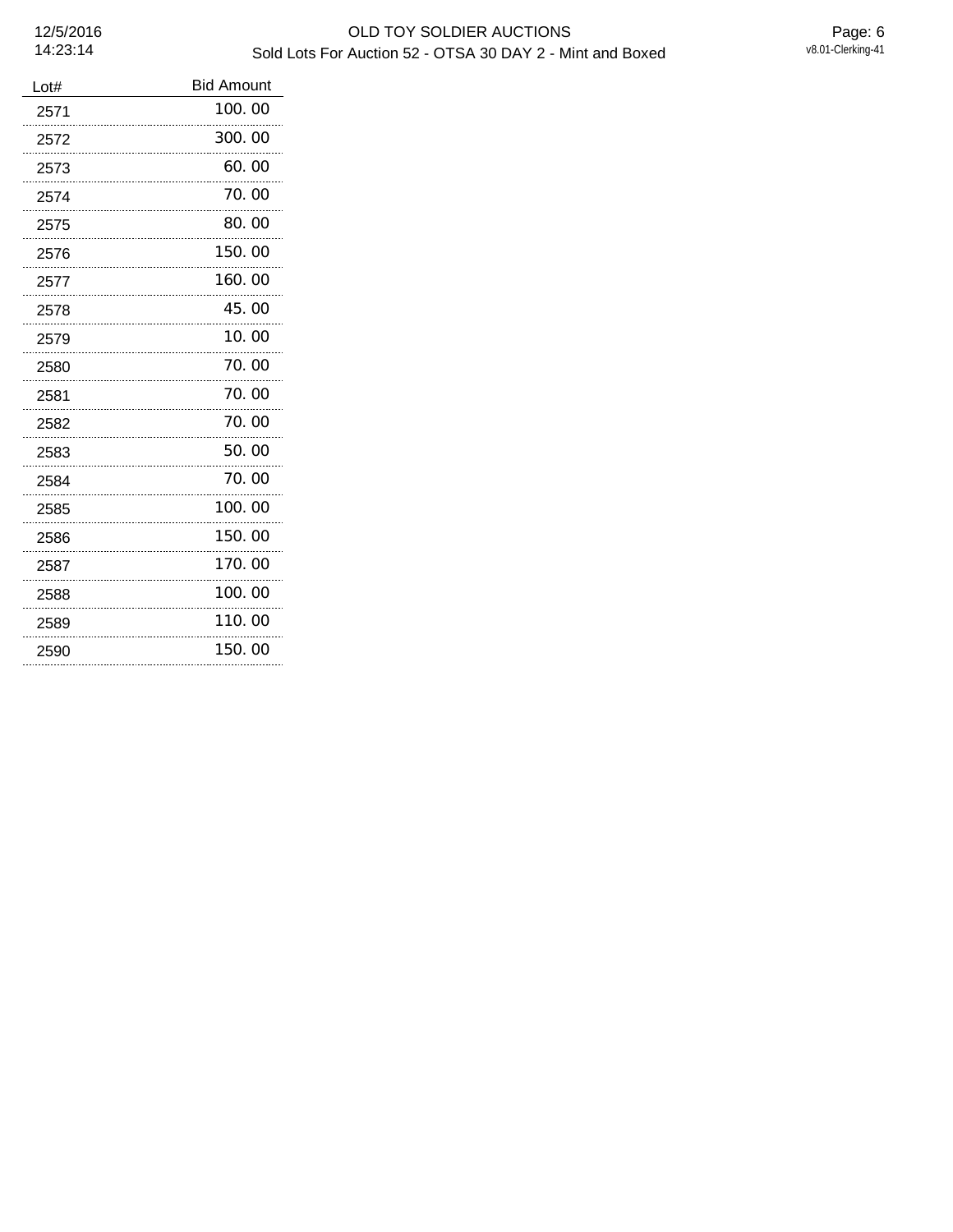| Lot# | Bid Amount |
| --- | --- |
| 2571 | 100. 00 |
| 2572 | 300. 00 |
| 2573 | 60. 00 |
| 2574 | 70. 00 |
| 2575 | 80. 00 |
| 2576 | 150. 00 |
| 2577 | 160. 00 |
| 2578 | 45. 00 |
| 2579 | 10. 00 |
| 2580 | 70. 00 |
| 2581 | 70. 00 |
| 2582 | 70. 00 |
| 2583 | 50. 00 |
| 2584 | 70. 00 |
| 2585 | 100. 00 |
| 2586 | 150. 00 |
| 2587 | 170. 00 |
| 2588 | 100. 00 |
| 2589 | 110. 00 |
| 2590 | 150. 00 |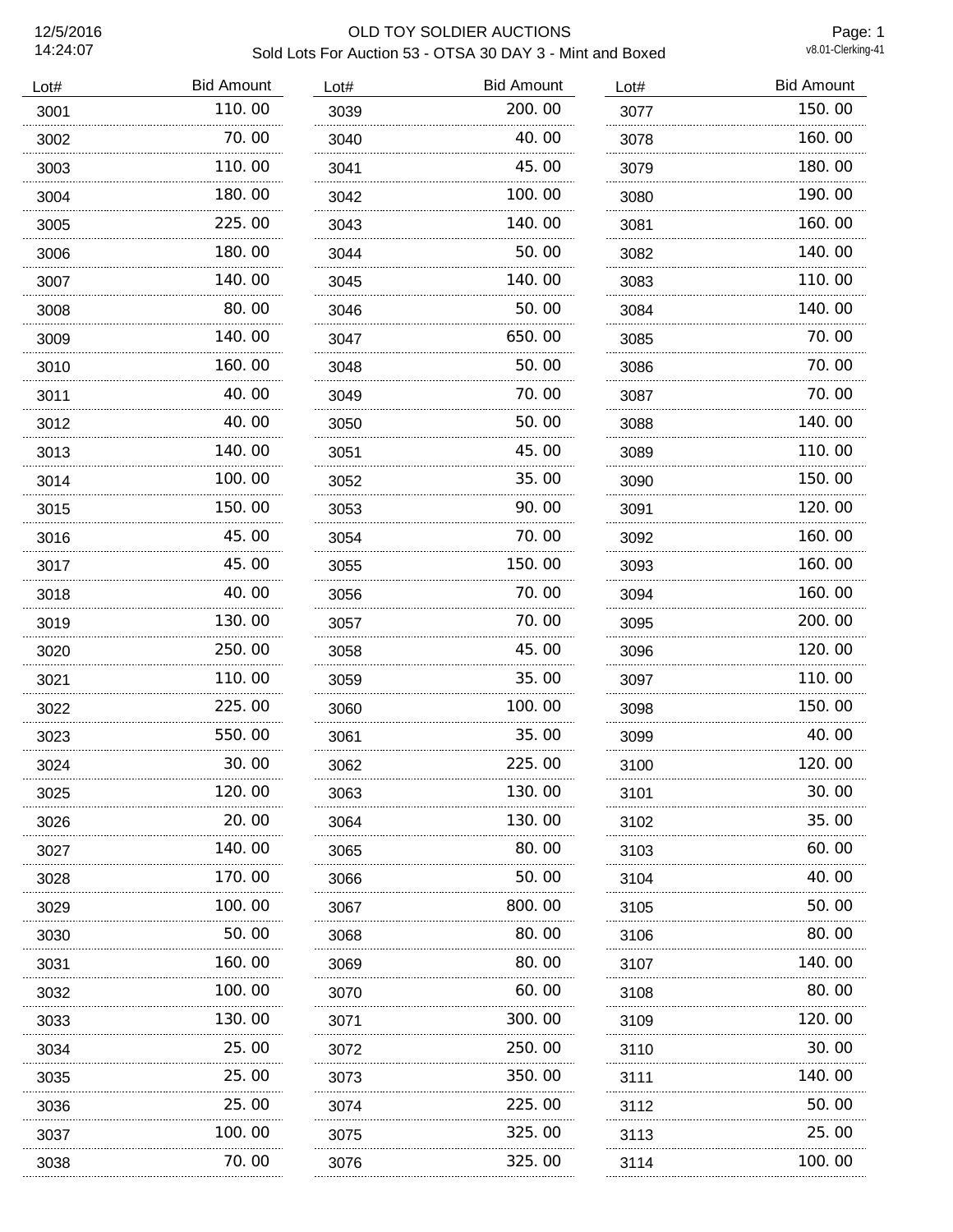# OLD TOY SOLDIER AUCTIONS

## Sold Lots For Auction 53 - OTSA 30 DAY 3 - Mint and Boxed

12/5/2016 14:24:07

v8.01-Clerking-41

| Lot# | Bid Amount |
|---|---|
| 3001 | 110.00 |
| 3002 | 70.00 |
| 3003 | 110.00 |
| 3004 | 180.00 |
| 3005 | 225.00 |
| 3006 | 180.00 |
| 3007 | 140.00 |
| 3008 | 80.00 |
| 3009 | 140.00 |
| 3010 | 160.00 |
| 3011 | 40.00 |
| 3012 | 40.00 |
| 3013 | 140.00 |
| 3014 | 100.00 |
| 3015 | 150.00 |
| 3016 | 45.00 |
| 3017 | 45.00 |
| 3018 | 40.00 |
| 3019 | 130.00 |
| 3020 | 250.00 |
| 3021 | 110.00 |
| 3022 | 225.00 |
| 3023 | 550.00 |
| 3024 | 30.00 |
| 3025 | 120.00 |
| 3026 | 20.00 |
| 3027 | 140.00 |
| 3028 | 170.00 |
| 3029 | 100.00 |
| 3030 | 50.00 |
| 3031 | 160.00 |
| 3032 | 100.00 |
| 3033 | 130.00 |
| 3034 | 25.00 |
| 3035 | 25.00 |
| 3036 | 25.00 |
| 3037 | 100.00 |
| 3038 | 70.00 |
| 3039 | 200.00 |
| 3040 | 40.00 |
| 3041 | 45.00 |
| 3042 | 100.00 |
| 3043 | 140.00 |
| 3044 | 50.00 |
| 3045 | 140.00 |
| 3046 | 50.00 |
| 3047 | 650.00 |
| 3048 | 50.00 |
| 3049 | 70.00 |
| 3050 | 50.00 |
| 3051 | 45.00 |
| 3052 | 35.00 |
| 3053 | 90.00 |
| 3054 | 70.00 |
| 3055 | 150.00 |
| 3056 | 70.00 |
| 3057 | 70.00 |
| 3058 | 45.00 |
| 3059 | 35.00 |
| 3060 | 100.00 |
| 3061 | 35.00 |
| 3062 | 225.00 |
| 3063 | 130.00 |
| 3064 | 130.00 |
| 3065 | 80.00 |
| 3066 | 50.00 |
| 3067 | 800.00 |
| 3068 | 80.00 |
| 3069 | 80.00 |
| 3070 | 60.00 |
| 3071 | 300.00 |
| 3072 | 250.00 |
| 3073 | 350.00 |
| 3074 | 225.00 |
| 3075 | 325.00 |
| 3076 | 325.00 |
| 3077 | 150.00 |
| 3078 | 160.00 |
| 3079 | 180.00 |
| 3080 | 190.00 |
| 3081 | 160.00 |
| 3082 | 140.00 |
| 3083 | 110.00 |
| 3084 | 140.00 |
| 3085 | 70.00 |
| 3086 | 70.00 |
| 3087 | 70.00 |
| 3088 | 140.00 |
| 3089 | 110.00 |
| 3090 | 150.00 |
| 3091 | 120.00 |
| 3092 | 160.00 |
| 3093 | 160.00 |
| 3094 | 160.00 |
| 3095 | 200.00 |
| 3096 | 120.00 |
| 3097 | 110.00 |
| 3098 | 150.00 |
| 3099 | 40.00 |
| 3100 | 120.00 |
| 3101 | 30.00 |
| 3102 | 35.00 |
| 3103 | 60.00 |
| 3104 | 40.00 |
| 3105 | 50.00 |
| 3106 | 80.00 |
| 3107 | 140.00 |
| 3108 | 80.00 |
| 3109 | 120.00 |
| 3110 | 30.00 |
| 3111 | 140.00 |
| 3112 | 50.00 |
| 3113 | 25.00 |
| 3114 | 100.00 |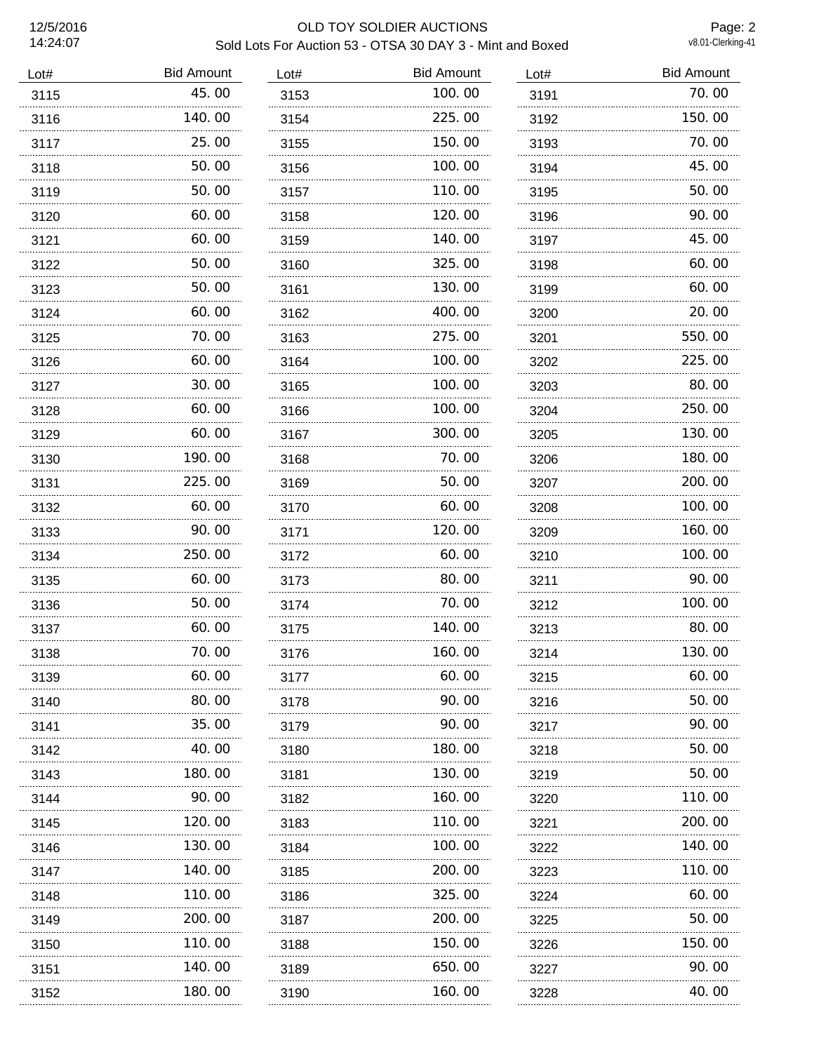# OLD TOY SOLDIER AUCTIONS

## Sold Lots For Auction 53 - OTSA 30 DAY 3 - Mint and Boxed

12/5/2016 14:24:07

v8.01-Clerking-41

| Lot# | Bid Amount |
|---|---|
| 3115 | 45.00 |
| 3116 | 140.00 |
| 3117 | 25.00 |
| 3118 | 50.00 |
| 3119 | 50.00 |
| 3120 | 60.00 |
| 3121 | 60.00 |
| 3122 | 50.00 |
| 3123 | 50.00 |
| 3124 | 60.00 |
| 3125 | 70.00 |
| 3126 | 60.00 |
| 3127 | 30.00 |
| 3128 | 60.00 |
| 3129 | 60.00 |
| 3130 | 190.00 |
| 3131 | 225.00 |
| 3132 | 60.00 |
| 3133 | 90.00 |
| 3134 | 250.00 |
| 3135 | 60.00 |
| 3136 | 50.00 |
| 3137 | 60.00 |
| 3138 | 70.00 |
| 3139 | 60.00 |
| 3140 | 80.00 |
| 3141 | 35.00 |
| 3142 | 40.00 |
| 3143 | 180.00 |
| 3144 | 90.00 |
| 3145 | 120.00 |
| 3146 | 130.00 |
| 3147 | 140.00 |
| 3148 | 110.00 |
| 3149 | 200.00 |
| 3150 | 110.00 |
| 3151 | 140.00 |
| 3152 | 180.00 |
| 3153 | 100.00 |
| 3154 | 225.00 |
| 3155 | 150.00 |
| 3156 | 100.00 |
| 3157 | 110.00 |
| 3158 | 120.00 |
| 3159 | 140.00 |
| 3160 | 325.00 |
| 3161 | 130.00 |
| 3162 | 400.00 |
| 3163 | 275.00 |
| 3164 | 100.00 |
| 3165 | 100.00 |
| 3166 | 100.00 |
| 3167 | 300.00 |
| 3168 | 70.00 |
| 3169 | 50.00 |
| 3170 | 60.00 |
| 3171 | 120.00 |
| 3172 | 60.00 |
| 3173 | 80.00 |
| 3174 | 70.00 |
| 3175 | 140.00 |
| 3176 | 160.00 |
| 3177 | 60.00 |
| 3178 | 90.00 |
| 3179 | 90.00 |
| 3180 | 180.00 |
| 3181 | 130.00 |
| 3182 | 160.00 |
| 3183 | 110.00 |
| 3184 | 100.00 |
| 3185 | 200.00 |
| 3186 | 325.00 |
| 3187 | 200.00 |
| 3188 | 150.00 |
| 3189 | 650.00 |
| 3190 | 160.00 |
| 3191 | 70.00 |
| 3192 | 150.00 |
| 3193 | 70.00 |
| 3194 | 45.00 |
| 3195 | 50.00 |
| 3196 | 90.00 |
| 3197 | 45.00 |
| 3198 | 60.00 |
| 3199 | 60.00 |
| 3200 | 20.00 |
| 3201 | 550.00 |
| 3202 | 225.00 |
| 3203 | 80.00 |
| 3204 | 250.00 |
| 3205 | 130.00 |
| 3206 | 180.00 |
| 3207 | 200.00 |
| 3208 | 100.00 |
| 3209 | 160.00 |
| 3210 | 100.00 |
| 3211 | 90.00 |
| 3212 | 100.00 |
| 3213 | 80.00 |
| 3214 | 130.00 |
| 3215 | 60.00 |
| 3216 | 50.00 |
| 3217 | 90.00 |
| 3218 | 50.00 |
| 3219 | 50.00 |
| 3220 | 110.00 |
| 3221 | 200.00 |
| 3222 | 140.00 |
| 3223 | 110.00 |
| 3224 | 60.00 |
| 3225 | 50.00 |
| 3226 | 150.00 |
| 3227 | 90.00 |
| 3228 | 40.00 |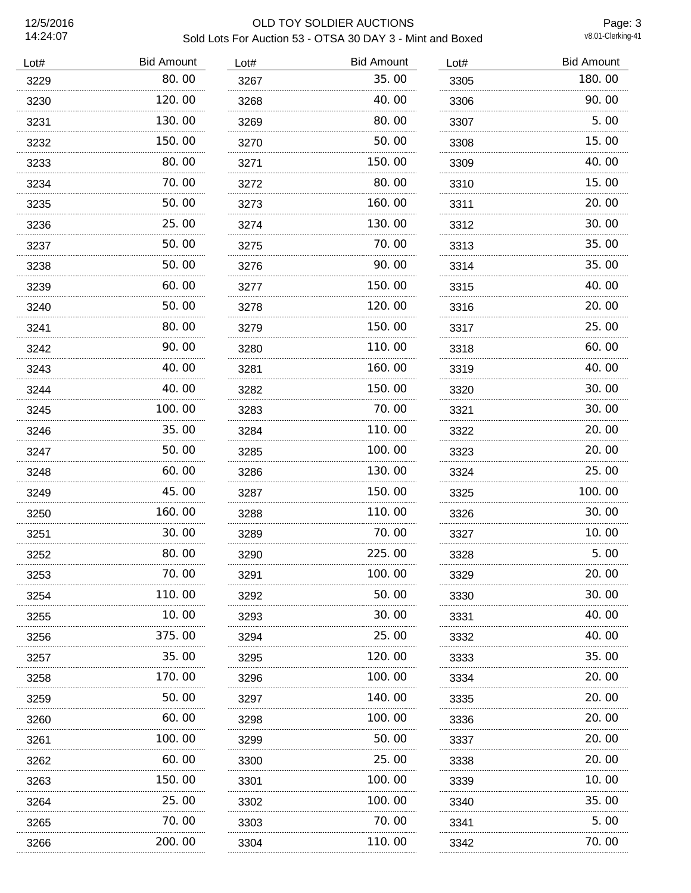# OLD TOY SOLDIER AUCTIONS

## Sold Lots For Auction 53 - OTSA 30 DAY 3 - Mint and Boxed

12/5/2016 14:24:07

| Lot# | Bid Amount |
|---|---|
| 3229 | 80.00 |
| 3230 | 120.00 |
| 3231 | 130.00 |
| 3232 | 150.00 |
| 3233 | 80.00 |
| 3234 | 70.00 |
| 3235 | 50.00 |
| 3236 | 25.00 |
| 3237 | 50.00 |
| 3238 | 50.00 |
| 3239 | 60.00 |
| 3240 | 50.00 |
| 3241 | 80.00 |
| 3242 | 90.00 |
| 3243 | 40.00 |
| 3244 | 40.00 |
| 3245 | 100.00 |
| 3246 | 35.00 |
| 3247 | 50.00 |
| 3248 | 60.00 |
| 3249 | 45.00 |
| 3250 | 160.00 |
| 3251 | 30.00 |
| 3252 | 80.00 |
| 3253 | 70.00 |
| 3254 | 110.00 |
| 3255 | 10.00 |
| 3256 | 375.00 |
| 3257 | 35.00 |
| 3258 | 170.00 |
| 3259 | 50.00 |
| 3260 | 60.00 |
| 3261 | 100.00 |
| 3262 | 60.00 |
| 3263 | 150.00 |
| 3264 | 25.00 |
| 3265 | 70.00 |
| 3266 | 200.00 |
| 3267 | 35.00 |
| 3268 | 40.00 |
| 3269 | 80.00 |
| 3270 | 50.00 |
| 3271 | 150.00 |
| 3272 | 80.00 |
| 3273 | 160.00 |
| 3274 | 130.00 |
| 3275 | 70.00 |
| 3276 | 90.00 |
| 3277 | 150.00 |
| 3278 | 120.00 |
| 3279 | 150.00 |
| 3280 | 110.00 |
| 3281 | 160.00 |
| 3282 | 150.00 |
| 3283 | 70.00 |
| 3284 | 110.00 |
| 3285 | 100.00 |
| 3286 | 130.00 |
| 3287 | 150.00 |
| 3288 | 110.00 |
| 3289 | 70.00 |
| 3290 | 225.00 |
| 3291 | 100.00 |
| 3292 | 50.00 |
| 3293 | 30.00 |
| 3294 | 25.00 |
| 3295 | 120.00 |
| 3296 | 100.00 |
| 3297 | 140.00 |
| 3298 | 100.00 |
| 3299 | 50.00 |
| 3300 | 25.00 |
| 3301 | 100.00 |
| 3302 | 100.00 |
| 3303 | 70.00 |
| 3304 | 110.00 |
| 3305 | 180.00 |
| 3306 | 90.00 |
| 3307 | 5.00 |
| 3308 | 15.00 |
| 3309 | 40.00 |
| 3310 | 15.00 |
| 3311 | 20.00 |
| 3312 | 30.00 |
| 3313 | 35.00 |
| 3314 | 35.00 |
| 3315 | 40.00 |
| 3316 | 20.00 |
| 3317 | 25.00 |
| 3318 | 60.00 |
| 3319 | 40.00 |
| 3320 | 30.00 |
| 3321 | 30.00 |
| 3322 | 20.00 |
| 3323 | 20.00 |
| 3324 | 25.00 |
| 3325 | 100.00 |
| 3326 | 30.00 |
| 3327 | 10.00 |
| 3328 | 5.00 |
| 3329 | 20.00 |
| 3330 | 30.00 |
| 3331 | 40.00 |
| 3332 | 40.00 |
| 3333 | 35.00 |
| 3334 | 20.00 |
| 3335 | 20.00 |
| 3336 | 20.00 |
| 3337 | 20.00 |
| 3338 | 20.00 |
| 3339 | 10.00 |
| 3340 | 35.00 |
| 3341 | 5.00 |
| 3342 | 70.00 |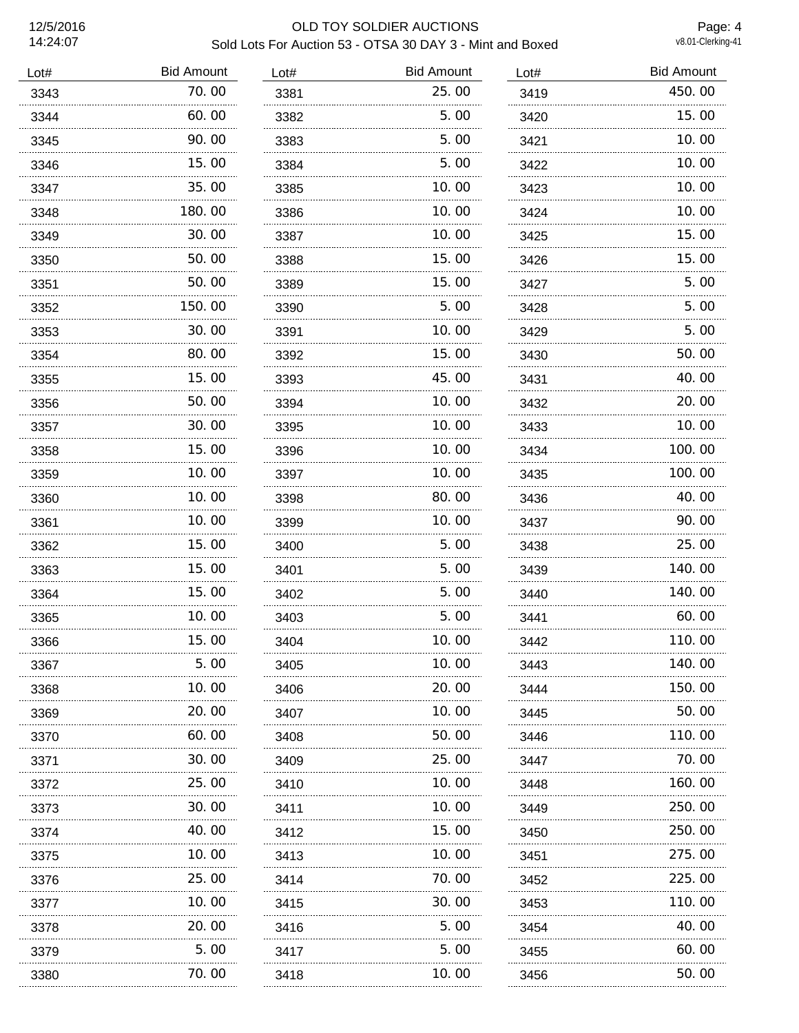# OLD TOY SOLDIER AUCTIONS

## Sold Lots For Auction 53 - OTSA 30 DAY 3 - Mint and Boxed

12/5/2016 14:24:07

v8.01-Clerking-41

| Lot# | Bid Amount |
|---|---|
| 3343 | 70.00 |
| 3344 | 60.00 |
| 3345 | 90.00 |
| 3346 | 15.00 |
| 3347 | 35.00 |
| 3348 | 180.00 |
| 3349 | 30.00 |
| 3350 | 50.00 |
| 3351 | 50.00 |
| 3352 | 150.00 |
| 3353 | 30.00 |
| 3354 | 80.00 |
| 3355 | 15.00 |
| 3356 | 50.00 |
| 3357 | 30.00 |
| 3358 | 15.00 |
| 3359 | 10.00 |
| 3360 | 10.00 |
| 3361 | 10.00 |
| 3362 | 15.00 |
| 3363 | 15.00 |
| 3364 | 15.00 |
| 3365 | 10.00 |
| 3366 | 15.00 |
| 3367 | 5.00 |
| 3368 | 10.00 |
| 3369 | 20.00 |
| 3370 | 60.00 |
| 3371 | 30.00 |
| 3372 | 25.00 |
| 3373 | 30.00 |
| 3374 | 40.00 |
| 3375 | 10.00 |
| 3376 | 25.00 |
| 3377 | 10.00 |
| 3378 | 20.00 |
| 3379 | 5.00 |
| 3380 | 70.00 |
| 3381 | 25.00 |
| 3382 | 5.00 |
| 3383 | 5.00 |
| 3384 | 5.00 |
| 3385 | 10.00 |
| 3386 | 10.00 |
| 3387 | 10.00 |
| 3388 | 15.00 |
| 3389 | 15.00 |
| 3390 | 5.00 |
| 3391 | 10.00 |
| 3392 | 15.00 |
| 3393 | 45.00 |
| 3394 | 10.00 |
| 3395 | 10.00 |
| 3396 | 10.00 |
| 3397 | 10.00 |
| 3398 | 80.00 |
| 3399 | 10.00 |
| 3400 | 5.00 |
| 3401 | 5.00 |
| 3402 | 5.00 |
| 3403 | 5.00 |
| 3404 | 10.00 |
| 3405 | 10.00 |
| 3406 | 20.00 |
| 3407 | 10.00 |
| 3408 | 50.00 |
| 3409 | 25.00 |
| 3410 | 10.00 |
| 3411 | 10.00 |
| 3412 | 15.00 |
| 3413 | 10.00 |
| 3414 | 70.00 |
| 3415 | 30.00 |
| 3416 | 5.00 |
| 3417 | 5.00 |
| 3418 | 10.00 |
| 3419 | 450.00 |
| 3420 | 15.00 |
| 3421 | 10.00 |
| 3422 | 10.00 |
| 3423 | 10.00 |
| 3424 | 10.00 |
| 3425 | 15.00 |
| 3426 | 15.00 |
| 3427 | 5.00 |
| 3428 | 5.00 |
| 3429 | 5.00 |
| 3430 | 50.00 |
| 3431 | 40.00 |
| 3432 | 20.00 |
| 3433 | 10.00 |
| 3434 | 100.00 |
| 3435 | 100.00 |
| 3436 | 40.00 |
| 3437 | 90.00 |
| 3438 | 25.00 |
| 3439 | 140.00 |
| 3440 | 140.00 |
| 3441 | 60.00 |
| 3442 | 110.00 |
| 3443 | 140.00 |
| 3444 | 150.00 |
| 3445 | 50.00 |
| 3446 | 110.00 |
| 3447 | 70.00 |
| 3448 | 160.00 |
| 3449 | 250.00 |
| 3450 | 250.00 |
| 3451 | 275.00 |
| 3452 | 225.00 |
| 3453 | 110.00 |
| 3454 | 40.00 |
| 3455 | 60.00 |
| 3456 | 50.00 |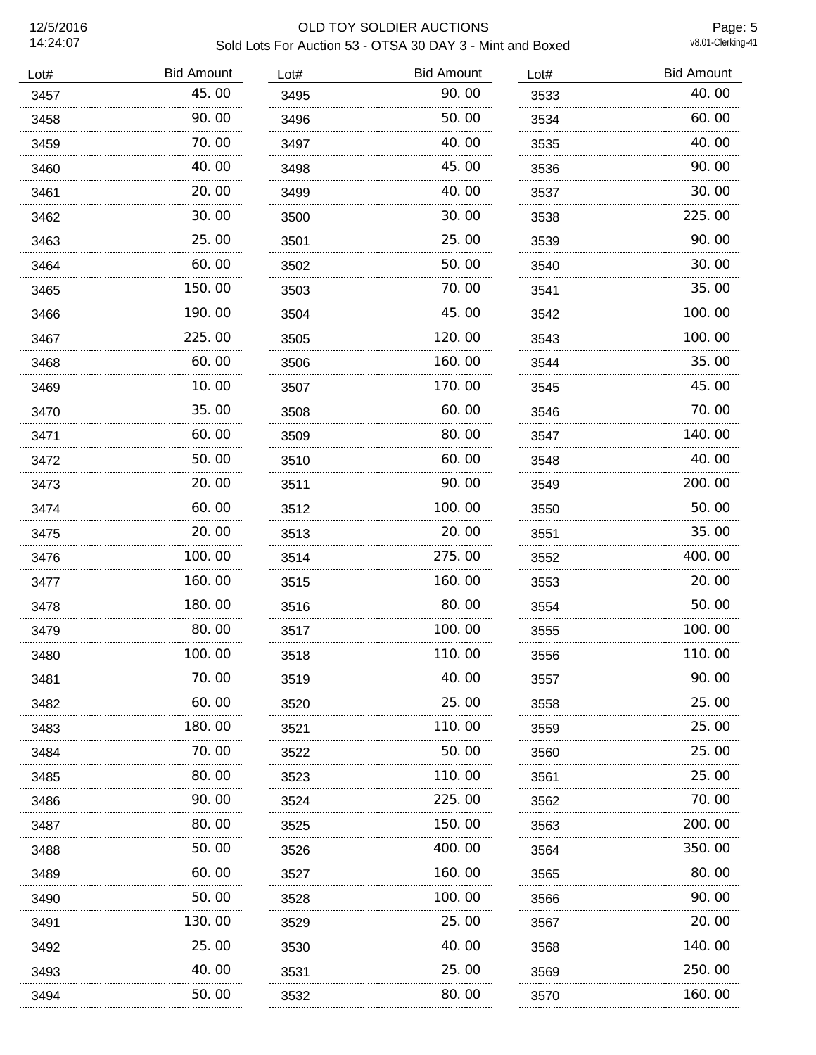# OLD TOY SOLDIER AUCTIONS

## Sold Lots For Auction 53 - OTSA 30 DAY 3 - Mint and Boxed

| Lot# | Bid Amount |
|---|---|
| 3457 | 45.00 |
| 3458 | 90.00 |
| 3459 | 70.00 |
| 3460 | 40.00 |
| 3461 | 20.00 |
| 3462 | 30.00 |
| 3463 | 25.00 |
| 3464 | 60.00 |
| 3465 | 150.00 |
| 3466 | 190.00 |
| 3467 | 225.00 |
| 3468 | 60.00 |
| 3469 | 10.00 |
| 3470 | 35.00 |
| 3471 | 60.00 |
| 3472 | 50.00 |
| 3473 | 20.00 |
| 3474 | 60.00 |
| 3475 | 20.00 |
| 3476 | 100.00 |
| 3477 | 160.00 |
| 3478 | 180.00 |
| 3479 | 80.00 |
| 3480 | 100.00 |
| 3481 | 70.00 |
| 3482 | 60.00 |
| 3483 | 180.00 |
| 3484 | 70.00 |
| 3485 | 80.00 |
| 3486 | 90.00 |
| 3487 | 80.00 |
| 3488 | 50.00 |
| 3489 | 60.00 |
| 3490 | 50.00 |
| 3491 | 130.00 |
| 3492 | 25.00 |
| 3493 | 40.00 |
| 3494 | 50.00 |
| 3495 | 90.00 |
| 3496 | 50.00 |
| 3497 | 40.00 |
| 3498 | 45.00 |
| 3499 | 40.00 |
| 3500 | 30.00 |
| 3501 | 25.00 |
| 3502 | 50.00 |
| 3503 | 70.00 |
| 3504 | 45.00 |
| 3505 | 120.00 |
| 3506 | 160.00 |
| 3507 | 170.00 |
| 3508 | 60.00 |
| 3509 | 80.00 |
| 3510 | 60.00 |
| 3511 | 90.00 |
| 3512 | 100.00 |
| 3513 | 20.00 |
| 3514 | 275.00 |
| 3515 | 160.00 |
| 3516 | 80.00 |
| 3517 | 100.00 |
| 3518 | 110.00 |
| 3519 | 40.00 |
| 3520 | 25.00 |
| 3521 | 110.00 |
| 3522 | 50.00 |
| 3523 | 110.00 |
| 3524 | 225.00 |
| 3525 | 150.00 |
| 3526 | 400.00 |
| 3527 | 160.00 |
| 3528 | 100.00 |
| 3529 | 25.00 |
| 3530 | 40.00 |
| 3531 | 25.00 |
| 3532 | 80.00 |
| 3533 | 40.00 |
| 3534 | 60.00 |
| 3535 | 40.00 |
| 3536 | 90.00 |
| 3537 | 30.00 |
| 3538 | 225.00 |
| 3539 | 90.00 |
| 3540 | 30.00 |
| 3541 | 35.00 |
| 3542 | 100.00 |
| 3543 | 100.00 |
| 3544 | 35.00 |
| 3545 | 45.00 |
| 3546 | 70.00 |
| 3547 | 140.00 |
| 3548 | 40.00 |
| 3549 | 200.00 |
| 3550 | 50.00 |
| 3551 | 35.00 |
| 3552 | 400.00 |
| 3553 | 20.00 |
| 3554 | 50.00 |
| 3555 | 100.00 |
| 3556 | 110.00 |
| 3557 | 90.00 |
| 3558 | 25.00 |
| 3559 | 25.00 |
| 3560 | 25.00 |
| 3561 | 25.00 |
| 3562 | 70.00 |
| 3563 | 200.00 |
| 3564 | 350.00 |
| 3565 | 80.00 |
| 3566 | 90.00 |
| 3567 | 20.00 |
| 3568 | 140.00 |
| 3569 | 250.00 |
| 3570 | 160.00 |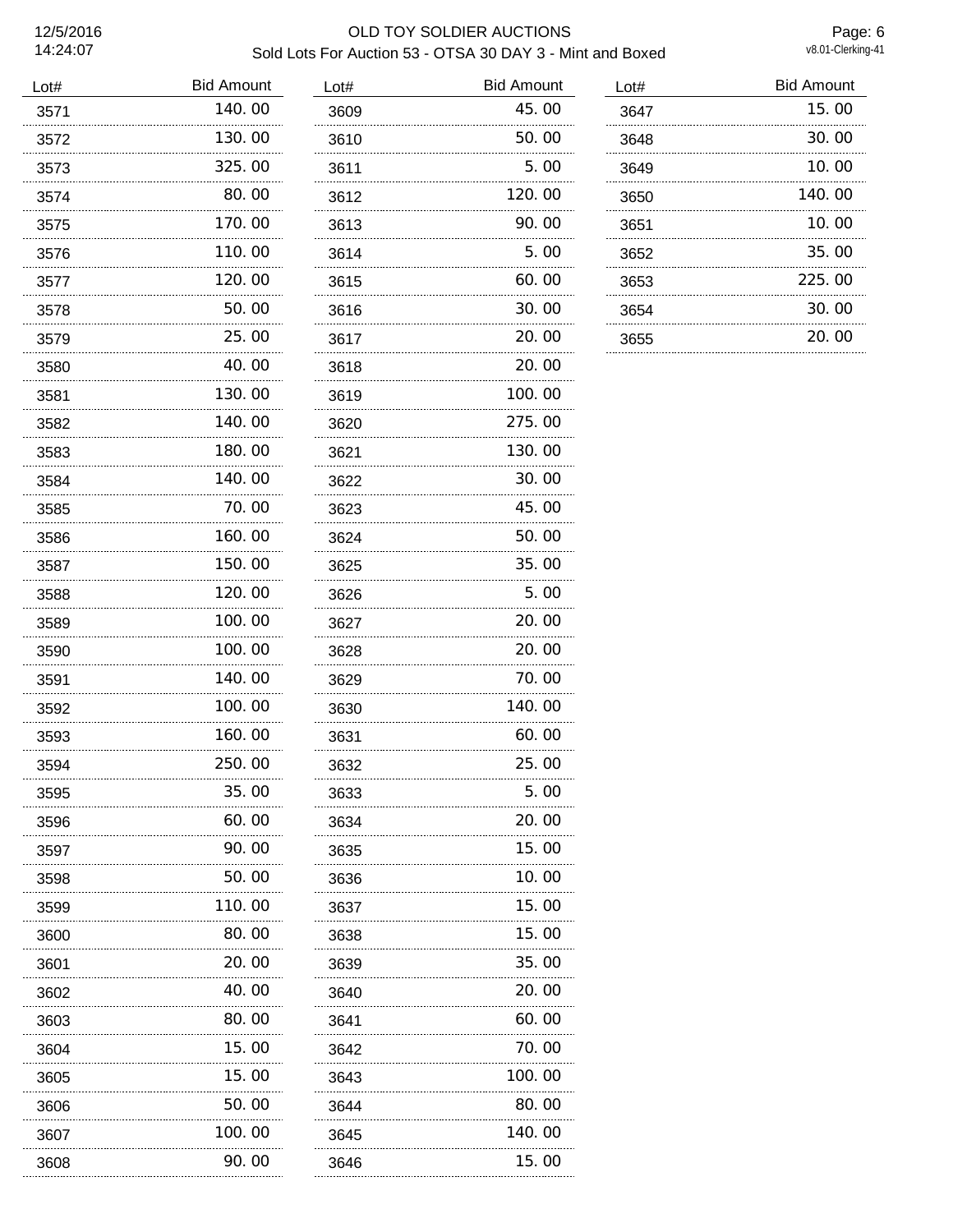# OLD TOY SOLDIER AUCTIONS

## Sold Lots For Auction 53 - OTSA 30 DAY 3 - Mint and Boxed

12/5/2016
14:24:07

| Lot# | Bid Amount |
|---|---|
| 3571 | 140.00 |
| 3572 | 130.00 |
| 3573 | 325.00 |
| 3574 | 80.00 |
| 3575 | 170.00 |
| 3576 | 110.00 |
| 3577 | 120.00 |
| 3578 | 50.00 |
| 3579 | 25.00 |
| 3580 | 40.00 |
| 3581 | 130.00 |
| 3582 | 140.00 |
| 3583 | 180.00 |
| 3584 | 140.00 |
| 3585 | 70.00 |
| 3586 | 160.00 |
| 3587 | 150.00 |
| 3588 | 120.00 |
| 3589 | 100.00 |
| 3590 | 100.00 |
| 3591 | 140.00 |
| 3592 | 100.00 |
| 3593 | 160.00 |
| 3594 | 250.00 |
| 3595 | 35.00 |
| 3596 | 60.00 |
| 3597 | 90.00 |
| 3598 | 50.00 |
| 3599 | 110.00 |
| 3600 | 80.00 |
| 3601 | 20.00 |
| 3602 | 40.00 |
| 3603 | 80.00 |
| 3604 | 15.00 |
| 3605 | 15.00 |
| 3606 | 50.00 |
| 3607 | 100.00 |
| 3608 | 90.00 |
| 3609 | 45.00 |
| 3610 | 50.00 |
| 3611 | 5.00 |
| 3612 | 120.00 |
| 3613 | 90.00 |
| 3614 | 5.00 |
| 3615 | 60.00 |
| 3616 | 30.00 |
| 3617 | 20.00 |
| 3618 | 20.00 |
| 3619 | 100.00 |
| 3620 | 275.00 |
| 3621 | 130.00 |
| 3622 | 30.00 |
| 3623 | 45.00 |
| 3624 | 50.00 |
| 3625 | 35.00 |
| 3626 | 5.00 |
| 3627 | 20.00 |
| 3628 | 20.00 |
| 3629 | 70.00 |
| 3630 | 140.00 |
| 3631 | 60.00 |
| 3632 | 25.00 |
| 3633 | 5.00 |
| 3634 | 20.00 |
| 3635 | 15.00 |
| 3636 | 10.00 |
| 3637 | 15.00 |
| 3638 | 15.00 |
| 3639 | 35.00 |
| 3640 | 20.00 |
| 3641 | 60.00 |
| 3642 | 70.00 |
| 3643 | 100.00 |
| 3644 | 80.00 |
| 3645 | 140.00 |
| 3646 | 15.00 |
| 3647 | 15.00 |
| 3648 | 30.00 |
| 3649 | 10.00 |
| 3650 | 140.00 |
| 3651 | 10.00 |
| 3652 | 35.00 |
| 3653 | 225.00 |
| 3654 | 30.00 |
| 3655 | 20.00 |